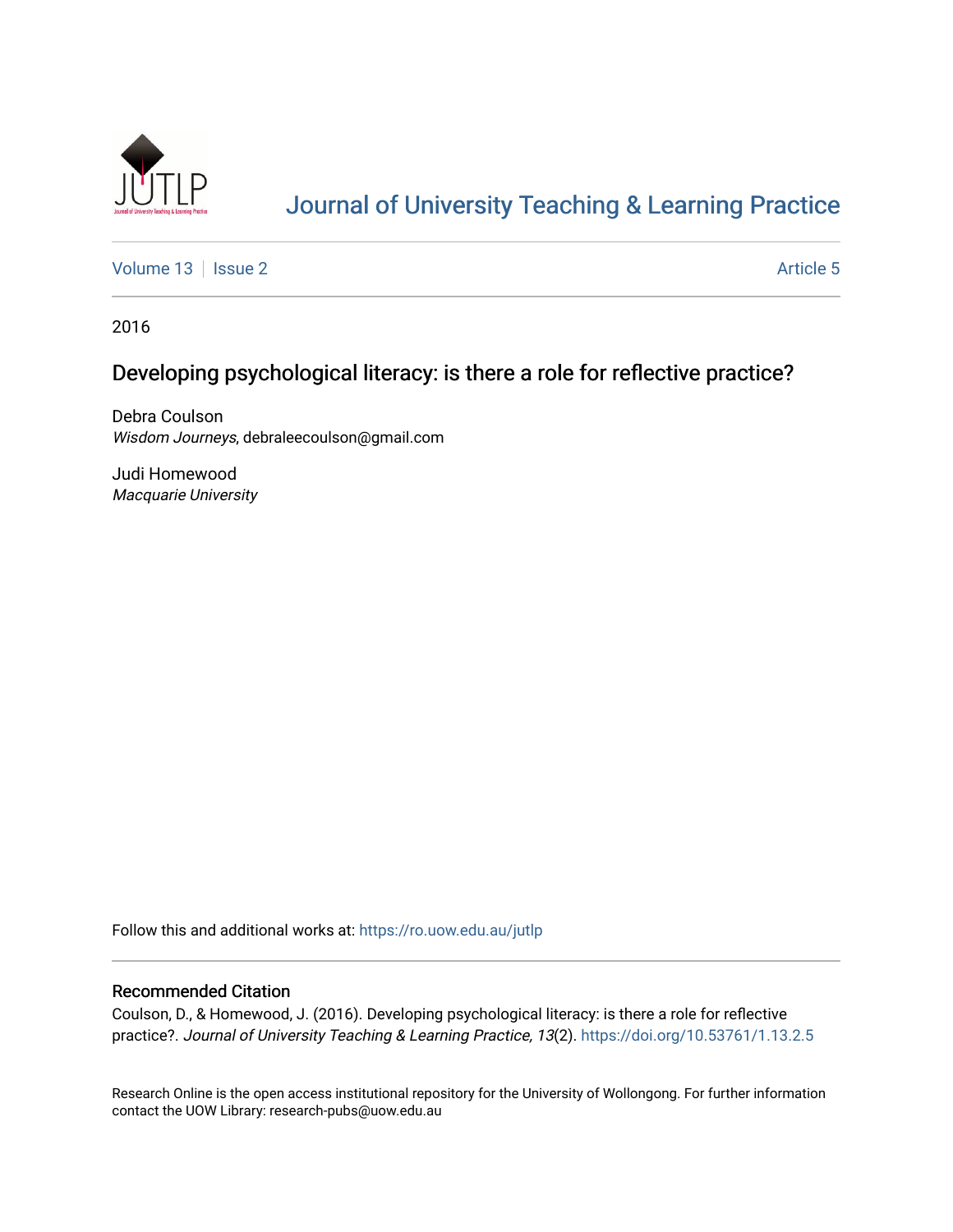# Journal of University Teaching & Learning Practice

Volume 13 | Issue 2 Article 5

2016

## Developing psychological literacy: is there a role for reflective practice?

Debra Coulson
*Wisdom Journeys*, debraleecoulson@gmail.com

Judi Homewood
*Macquarie University*

Follow this and additional works at: https://ro.uow.edu.au/jutlp

### Recommended Citation

Coulson, D., & Homewood, J. (2016). Developing psychological literacy: is there a role for reflective practice?. *Journal of University Teaching & Learning Practice, 13*(2). https://doi.org/10.53761/1.13.2.5

Research Online is the open access institutional repository for the University of Wollongong. For further information contact the UOW Library: research-pubs@uow.edu.au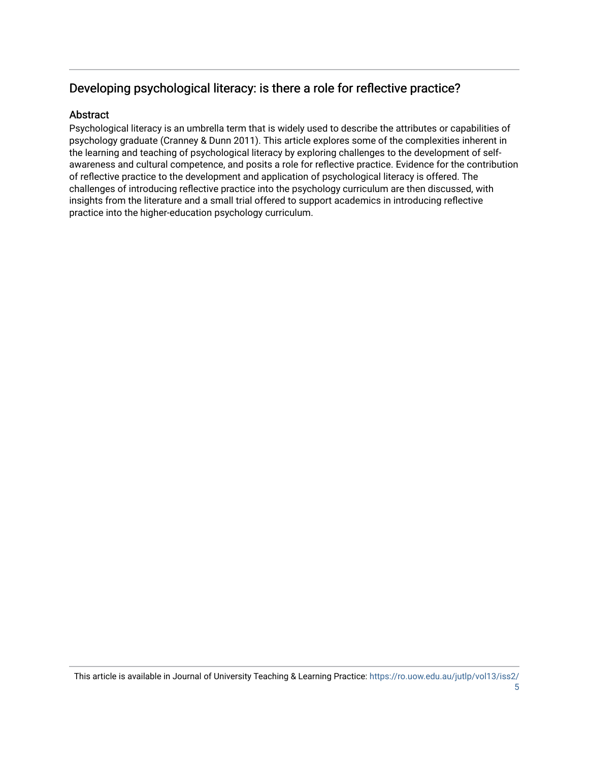## Developing psychological literacy: is there a role for reflective practice?

### Abstract

Psychological literacy is an umbrella term that is widely used to describe the attributes or capabilities of psychology graduate (Cranney & Dunn 2011). This article explores some of the complexities inherent in the learning and teaching of psychological literacy by exploring challenges to the development of self-awareness and cultural competence, and posits a role for reflective practice. Evidence for the contribution of reflective practice to the development and application of psychological literacy is offered. The challenges of introducing reflective practice into the psychology curriculum are then discussed, with insights from the literature and a small trial offered to support academics in introducing reflective practice into the higher-education psychology curriculum.

This article is available in Journal of University Teaching & Learning Practice: https://ro.uow.edu.au/jutlp/vol13/iss2/5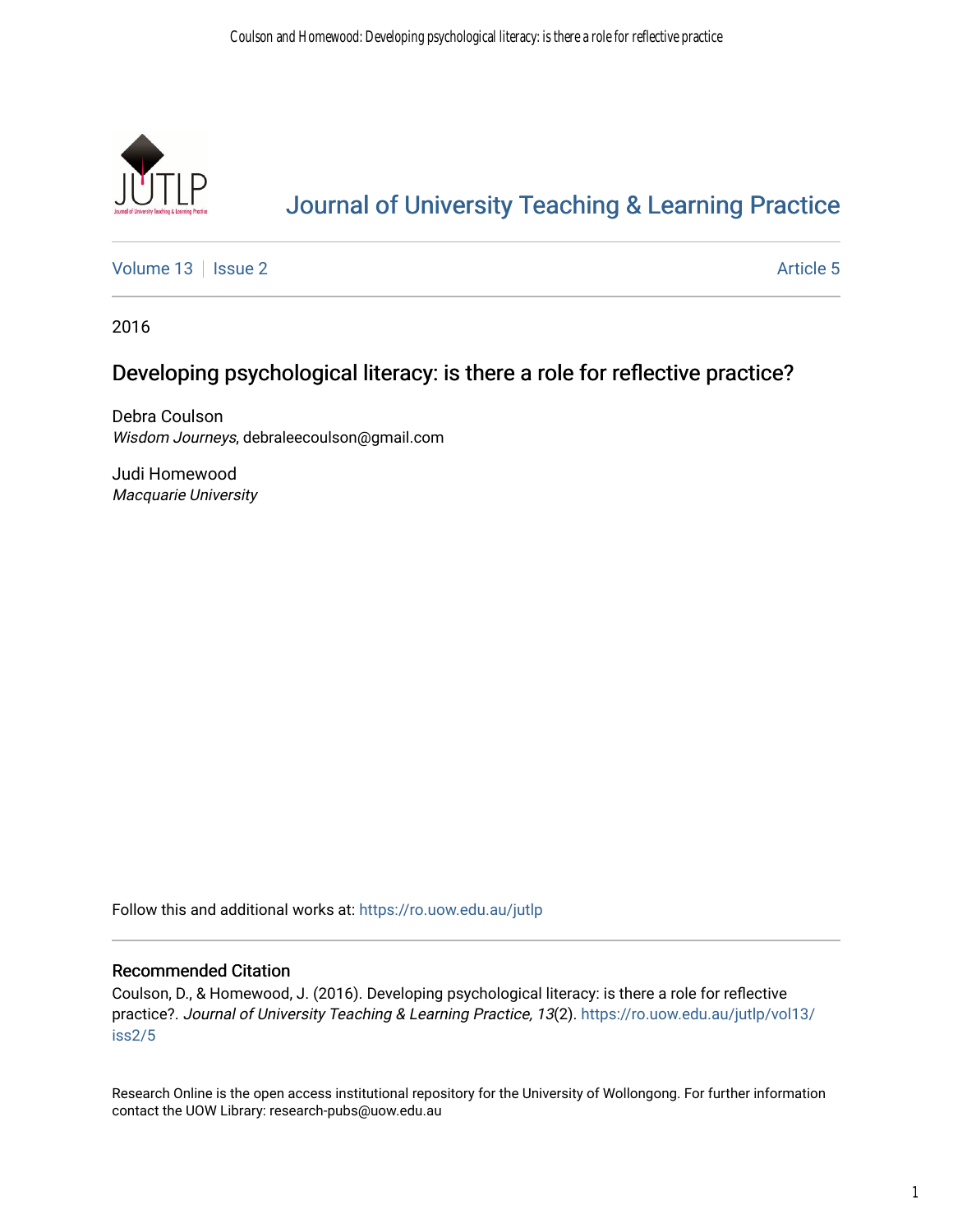# Journal of University Teaching & Learning Practice

Volume 13 | Issue 2 | Article 5

2016

## Developing psychological literacy: is there a role for reflective practice?

Debra Coulson
*Wisdom Journeys*, debraleecoulson@gmail.com

Judi Homewood
*Macquarie University*

Follow this and additional works at: https://ro.uow.edu.au/jutlp

### Recommended Citation

Coulson, D., & Homewood, J. (2016). Developing psychological literacy: is there a role for reflective practice?. *Journal of University Teaching & Learning Practice, 13*(2). https://ro.uow.edu.au/jutlp/vol13/iss2/5

Research Online is the open access institutional repository for the University of Wollongong. For further information contact the UOW Library: research-pubs@uow.edu.au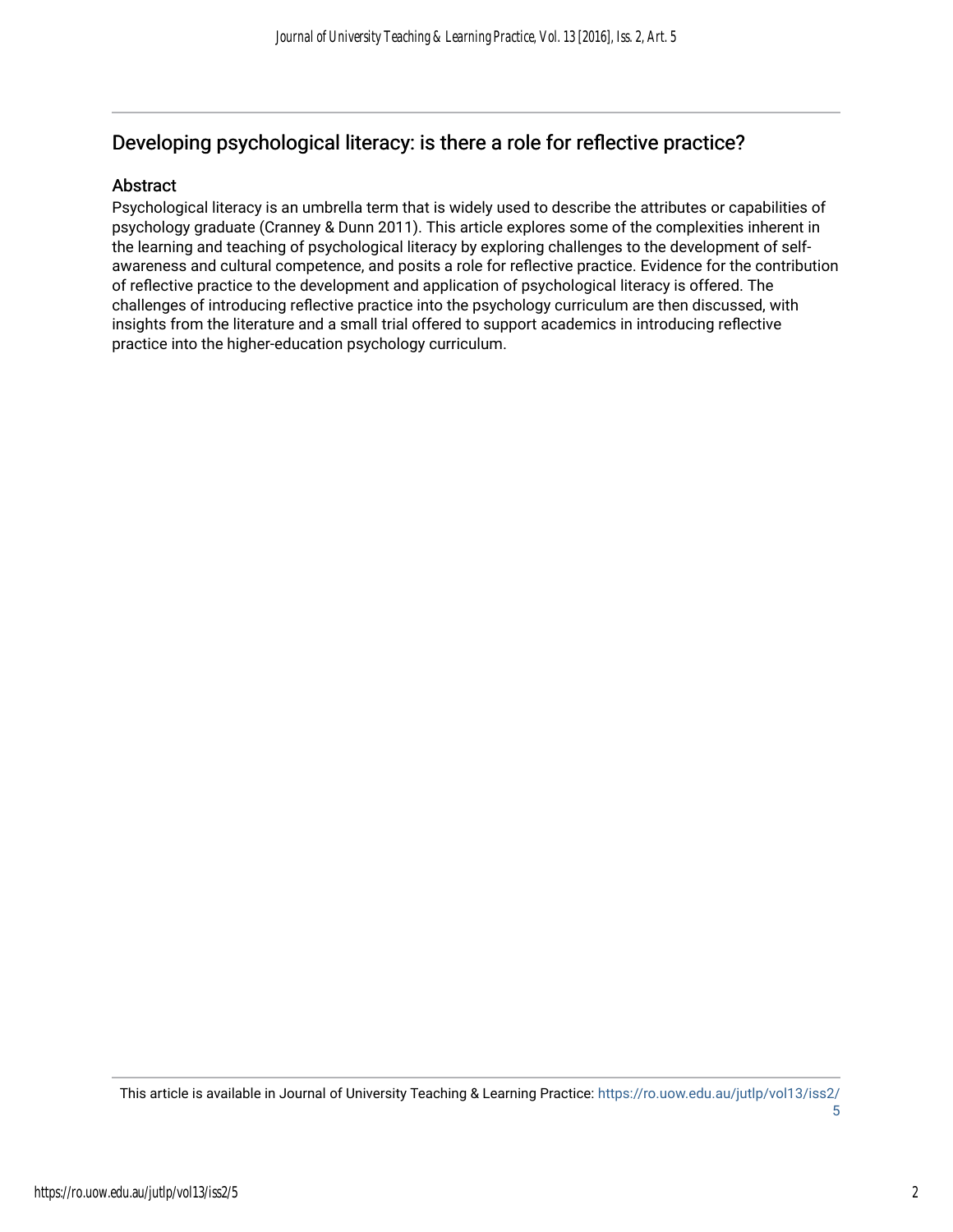## Developing psychological literacy: is there a role for reflective practice?

### Abstract

Psychological literacy is an umbrella term that is widely used to describe the attributes or capabilities of psychology graduate (Cranney & Dunn 2011). This article explores some of the complexities inherent in the learning and teaching of psychological literacy by exploring challenges to the development of self-awareness and cultural competence, and posits a role for reflective practice. Evidence for the contribution of reflective practice to the development and application of psychological literacy is offered. The challenges of introducing reflective practice into the psychology curriculum are then discussed, with insights from the literature and a small trial offered to support academics in introducing reflective practice into the higher-education psychology curriculum.

This article is available in Journal of University Teaching & Learning Practice: https://ro.uow.edu.au/jutlp/vol13/iss2/5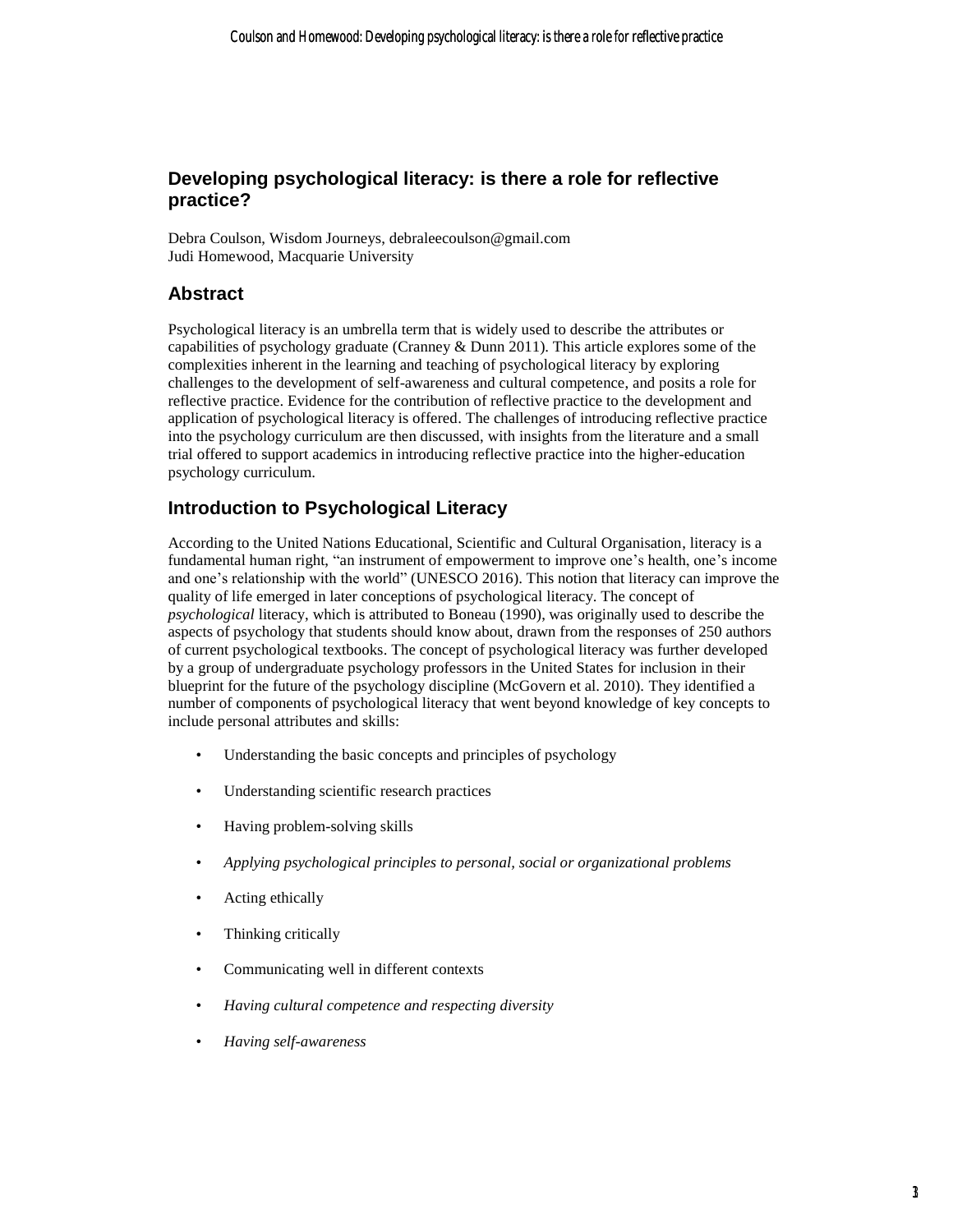## Developing psychological literacy: is there a role for reflective practice?

Debra Coulson, Wisdom Journeys, debraleecoulson@gmail.com
Judi Homewood, Macquarie University

## Abstract

Psychological literacy is an umbrella term that is widely used to describe the attributes or capabilities of psychology graduate (Cranney & Dunn 2011). This article explores some of the complexities inherent in the learning and teaching of psychological literacy by exploring challenges to the development of self-awareness and cultural competence, and posits a role for reflective practice. Evidence for the contribution of reflective practice to the development and application of psychological literacy is offered. The challenges of introducing reflective practice into the psychology curriculum are then discussed, with insights from the literature and a small trial offered to support academics in introducing reflective practice into the higher-education psychology curriculum.

## Introduction to Psychological Literacy

According to the United Nations Educational, Scientific and Cultural Organisation, literacy is a fundamental human right, "an instrument of empowerment to improve one's health, one's income and one's relationship with the world" (UNESCO 2016). This notion that literacy can improve the quality of life emerged in later conceptions of psychological literacy. The concept of *psychological* literacy, which is attributed to Boneau (1990), was originally used to describe the aspects of psychology that students should know about, drawn from the responses of 250 authors of current psychological textbooks. The concept of psychological literacy was further developed by a group of undergraduate psychology professors in the United States for inclusion in their blueprint for the future of the psychology discipline (McGovern et al. 2010). They identified a number of components of psychological literacy that went beyond knowledge of key concepts to include personal attributes and skills:

- Understanding the basic concepts and principles of psychology
- Understanding scientific research practices
- Having problem-solving skills
- *Applying psychological principles to personal, social or organizational problems*
- Acting ethically
- Thinking critically
- Communicating well in different contexts
- *Having cultural competence and respecting diversity*
- *Having self-awareness*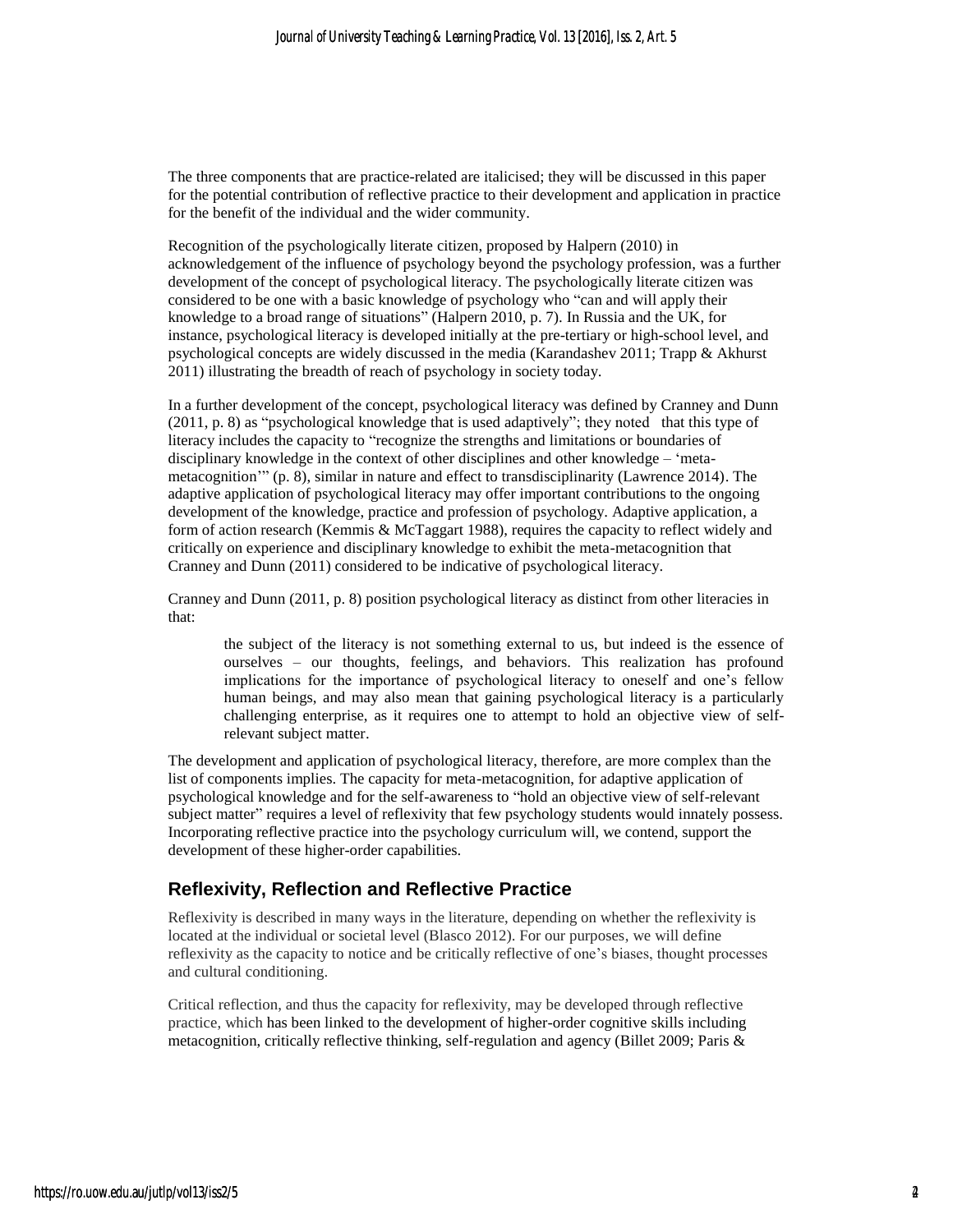The three components that are practice-related are italicised; they will be discussed in this paper for the potential contribution of reflective practice to their development and application in practice for the benefit of the individual and the wider community.

Recognition of the psychologically literate citizen, proposed by Halpern (2010) in acknowledgement of the influence of psychology beyond the psychology profession, was a further development of the concept of psychological literacy. The psychologically literate citizen was considered to be one with a basic knowledge of psychology who "can and will apply their knowledge to a broad range of situations" (Halpern 2010, p. 7). In Russia and the UK, for instance, psychological literacy is developed initially at the pre-tertiary or high-school level, and psychological concepts are widely discussed in the media (Karandashev 2011; Trapp & Akhurst 2011) illustrating the breadth of reach of psychology in society today.

In a further development of the concept, psychological literacy was defined by Cranney and Dunn (2011, p. 8) as "psychological knowledge that is used adaptively"; they noted that this type of literacy includes the capacity to "recognize the strengths and limitations or boundaries of disciplinary knowledge in the context of other disciplines and other knowledge – 'meta-metacognition'" (p. 8), similar in nature and effect to transdisciplinarity (Lawrence 2014). The adaptive application of psychological literacy may offer important contributions to the ongoing development of the knowledge, practice and profession of psychology. Adaptive application, a form of action research (Kemmis & McTaggart 1988), requires the capacity to reflect widely and critically on experience and disciplinary knowledge to exhibit the meta-metacognition that Cranney and Dunn (2011) considered to be indicative of psychological literacy.

Cranney and Dunn (2011, p. 8) position psychological literacy as distinct from other literacies in that:

> the subject of the literacy is not something external to us, but indeed is the essence of ourselves – our thoughts, feelings, and behaviors. This realization has profound implications for the importance of psychological literacy to oneself and one's fellow human beings, and may also mean that gaining psychological literacy is a particularly challenging enterprise, as it requires one to attempt to hold an objective view of self-relevant subject matter.

The development and application of psychological literacy, therefore, are more complex than the list of components implies. The capacity for meta-metacognition, for adaptive application of psychological knowledge and for the self-awareness to "hold an objective view of self-relevant subject matter" requires a level of reflexivity that few psychology students would innately possess. Incorporating reflective practice into the psychology curriculum will, we contend, support the development of these higher-order capabilities.

## Reflexivity, Reflection and Reflective Practice

Reflexivity is described in many ways in the literature, depending on whether the reflexivity is located at the individual or societal level (Blasco 2012). For our purposes, we will define reflexivity as the capacity to notice and be critically reflective of one's biases, thought processes and cultural conditioning.

Critical reflection, and thus the capacity for reflexivity, may be developed through reflective practice, which has been linked to the development of higher-order cognitive skills including metacognition, critically reflective thinking, self-regulation and agency (Billet 2009; Paris &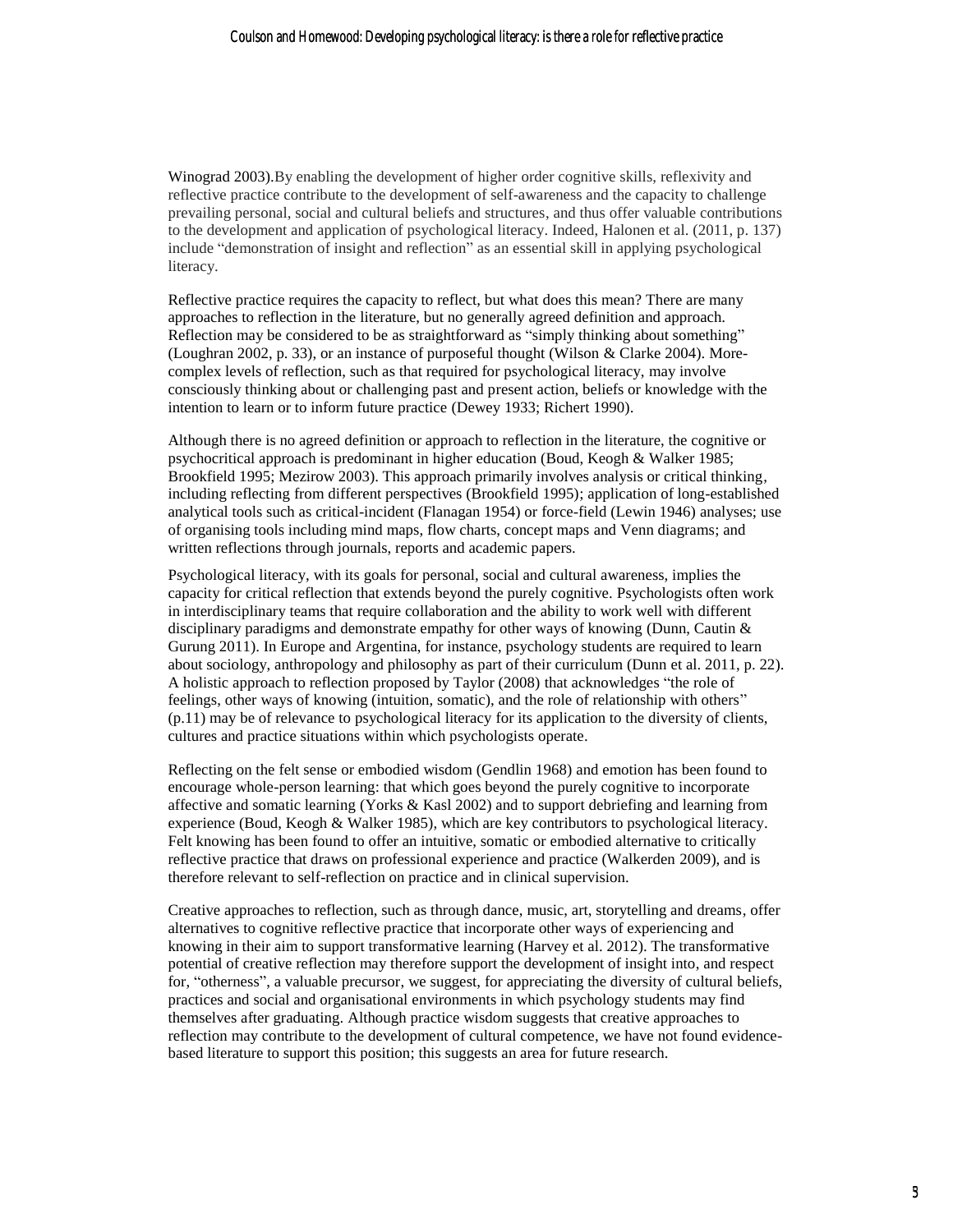Winograd 2003).By enabling the development of higher order cognitive skills, reflexivity and reflective practice contribute to the development of self-awareness and the capacity to challenge prevailing personal, social and cultural beliefs and structures, and thus offer valuable contributions to the development and application of psychological literacy. Indeed, Halonen et al. (2011, p. 137) include "demonstration of insight and reflection" as an essential skill in applying psychological literacy.

Reflective practice requires the capacity to reflect, but what does this mean? There are many approaches to reflection in the literature, but no generally agreed definition and approach. Reflection may be considered to be as straightforward as "simply thinking about something" (Loughran 2002, p. 33), or an instance of purposeful thought (Wilson & Clarke 2004). More-complex levels of reflection, such as that required for psychological literacy, may involve consciously thinking about or challenging past and present action, beliefs or knowledge with the intention to learn or to inform future practice (Dewey 1933; Richert 1990).

Although there is no agreed definition or approach to reflection in the literature, the cognitive or psychocritical approach is predominant in higher education (Boud, Keogh & Walker 1985; Brookfield 1995; Mezirow 2003). This approach primarily involves analysis or critical thinking, including reflecting from different perspectives (Brookfield 1995); application of long-established analytical tools such as critical-incident (Flanagan 1954) or force-field (Lewin 1946) analyses; use of organising tools including mind maps, flow charts, concept maps and Venn diagrams; and written reflections through journals, reports and academic papers.

Psychological literacy, with its goals for personal, social and cultural awareness, implies the capacity for critical reflection that extends beyond the purely cognitive. Psychologists often work in interdisciplinary teams that require collaboration and the ability to work well with different disciplinary paradigms and demonstrate empathy for other ways of knowing (Dunn, Cautin & Gurung 2011). In Europe and Argentina, for instance, psychology students are required to learn about sociology, anthropology and philosophy as part of their curriculum (Dunn et al. 2011, p. 22). A holistic approach to reflection proposed by Taylor (2008) that acknowledges "the role of feelings, other ways of knowing (intuition, somatic), and the role of relationship with others" (p.11) may be of relevance to psychological literacy for its application to the diversity of clients, cultures and practice situations within which psychologists operate.

Reflecting on the felt sense or embodied wisdom (Gendlin 1968) and emotion has been found to encourage whole-person learning: that which goes beyond the purely cognitive to incorporate affective and somatic learning (Yorks & Kasl 2002) and to support debriefing and learning from experience (Boud, Keogh & Walker 1985), which are key contributors to psychological literacy. Felt knowing has been found to offer an intuitive, somatic or embodied alternative to critically reflective practice that draws on professional experience and practice (Walkerden 2009), and is therefore relevant to self-reflection on practice and in clinical supervision.

Creative approaches to reflection, such as through dance, music, art, storytelling and dreams, offer alternatives to cognitive reflective practice that incorporate other ways of experiencing and knowing in their aim to support transformative learning (Harvey et al. 2012). The transformative potential of creative reflection may therefore support the development of insight into, and respect for, "otherness", a valuable precursor, we suggest, for appreciating the diversity of cultural beliefs, practices and social and organisational environments in which psychology students may find themselves after graduating. Although practice wisdom suggests that creative approaches to reflection may contribute to the development of cultural competence, we have not found evidence-based literature to support this position; this suggests an area for future research.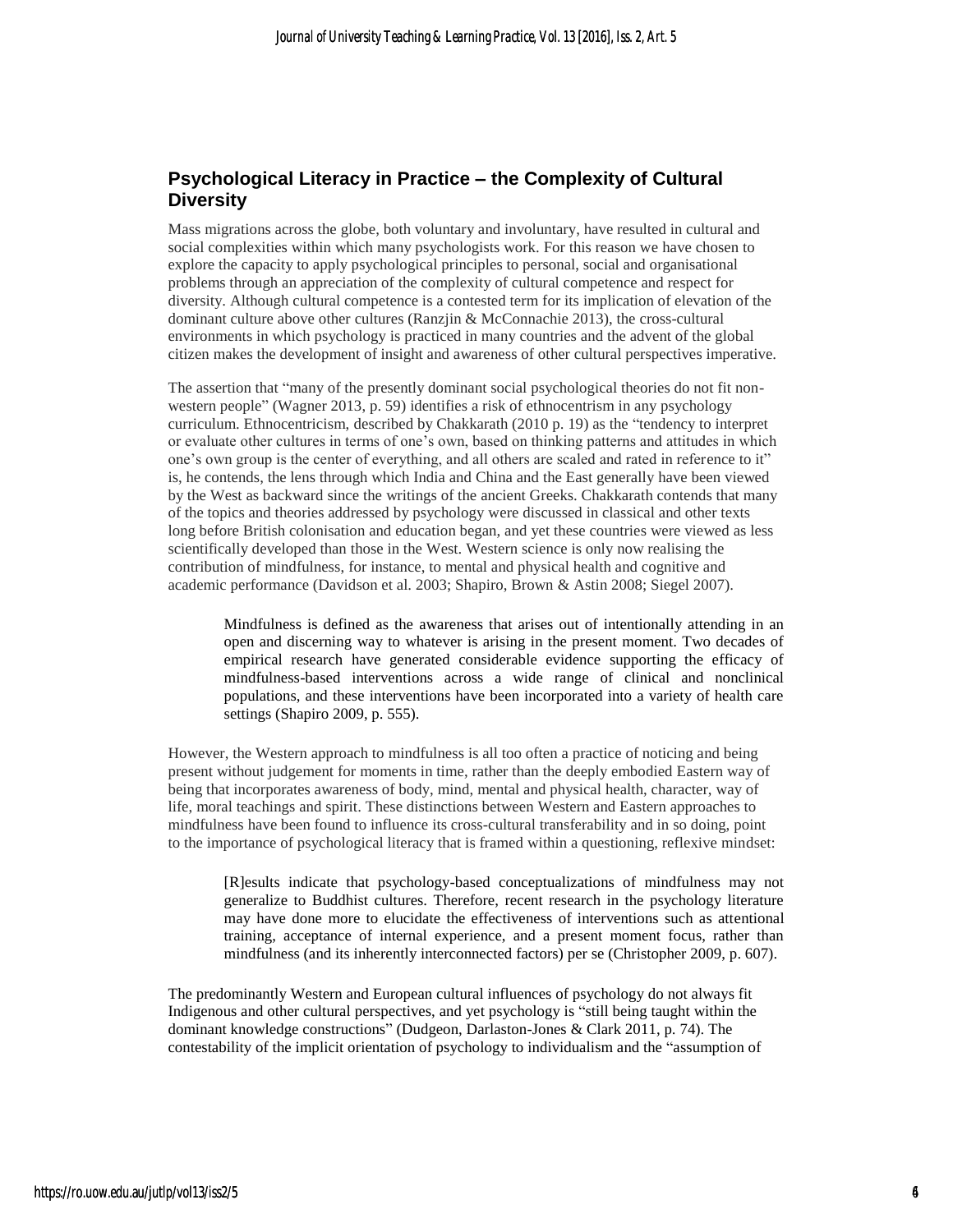## Psychological Literacy in Practice – the Complexity of Cultural Diversity

Mass migrations across the globe, both voluntary and involuntary, have resulted in cultural and social complexities within which many psychologists work. For this reason we have chosen to explore the capacity to apply psychological principles to personal, social and organisational problems through an appreciation of the complexity of cultural competence and respect for diversity. Although cultural competence is a contested term for its implication of elevation of the dominant culture above other cultures (Ranzjin & McConnachie 2013), the cross-cultural environments in which psychology is practiced in many countries and the advent of the global citizen makes the development of insight and awareness of other cultural perspectives imperative.

The assertion that "many of the presently dominant social psychological theories do not fit non-western people" (Wagner 2013, p. 59) identifies a risk of ethnocentrism in any psychology curriculum. Ethnocentricism, described by Chakkarath (2010 p. 19) as the "tendency to interpret or evaluate other cultures in terms of one's own, based on thinking patterns and attitudes in which one's own group is the center of everything, and all others are scaled and rated in reference to it" is, he contends, the lens through which India and China and the East generally have been viewed by the West as backward since the writings of the ancient Greeks. Chakkarath contends that many of the topics and theories addressed by psychology were discussed in classical and other texts long before British colonisation and education began, and yet these countries were viewed as less scientifically developed than those in the West. Western science is only now realising the contribution of mindfulness, for instance, to mental and physical health and cognitive and academic performance (Davidson et al. 2003; Shapiro, Brown & Astin 2008; Siegel 2007).

> Mindfulness is defined as the awareness that arises out of intentionally attending in an open and discerning way to whatever is arising in the present moment. Two decades of empirical research have generated considerable evidence supporting the efficacy of mindfulness-based interventions across a wide range of clinical and nonclinical populations, and these interventions have been incorporated into a variety of health care settings (Shapiro 2009, p. 555).

However, the Western approach to mindfulness is all too often a practice of noticing and being present without judgement for moments in time, rather than the deeply embodied Eastern way of being that incorporates awareness of body, mind, mental and physical health, character, way of life, moral teachings and spirit. These distinctions between Western and Eastern approaches to mindfulness have been found to influence its cross-cultural transferability and in so doing, point to the importance of psychological literacy that is framed within a questioning, reflexive mindset:

> [R]esults indicate that psychology-based conceptualizations of mindfulness may not generalize to Buddhist cultures. Therefore, recent research in the psychology literature may have done more to elucidate the effectiveness of interventions such as attentional training, acceptance of internal experience, and a present moment focus, rather than mindfulness (and its inherently interconnected factors) per se (Christopher 2009, p. 607).

The predominantly Western and European cultural influences of psychology do not always fit Indigenous and other cultural perspectives, and yet psychology is "still being taught within the dominant knowledge constructions" (Dudgeon, Darlaston-Jones & Clark 2011, p. 74). The contestability of the implicit orientation of psychology to individualism and the "assumption of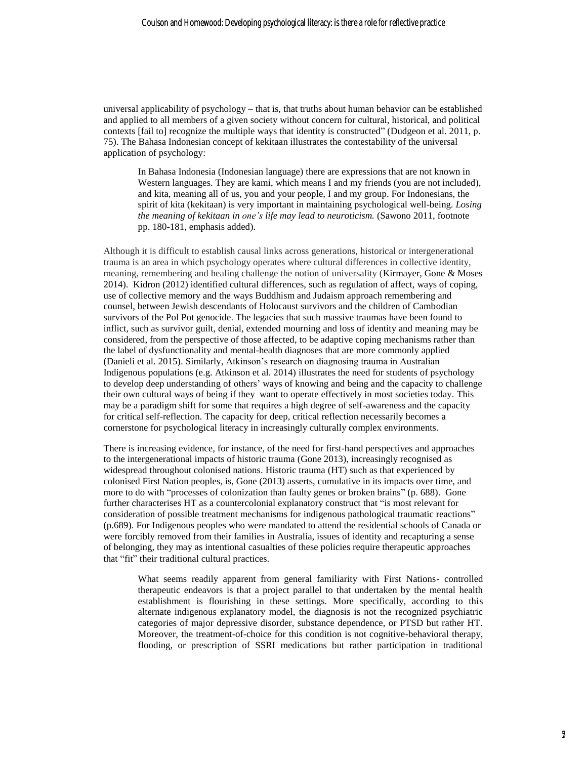universal applicability of psychology – that is, that truths about human behavior can be established and applied to all members of a given society without concern for cultural, historical, and political contexts [fail to] recognize the multiple ways that identity is constructed" (Dudgeon et al. 2011, p. 75). The Bahasa Indonesian concept of kekitaan illustrates the contestability of the universal application of psychology:

> In Bahasa Indonesia (Indonesian language) there are expressions that are not known in Western languages. They are kami, which means I and my friends (you are not included), and kita, meaning all of us, you and your people, I and my group. For Indonesians, the spirit of kita (kekitaan) is very important in maintaining psychological well-being. *Losing the meaning of kekitaan in one's life may lead to neuroticism.* (Sawono 2011, footnote pp. 180-181, emphasis added).

Although it is difficult to establish causal links across generations, historical or intergenerational trauma is an area in which psychology operates where cultural differences in collective identity, meaning, remembering and healing challenge the notion of universality (Kirmayer, Gone & Moses 2014). Kidron (2012) identified cultural differences, such as regulation of affect, ways of coping, use of collective memory and the ways Buddhism and Judaism approach remembering and counsel, between Jewish descendants of Holocaust survivors and the children of Cambodian survivors of the Pol Pot genocide. The legacies that such massive traumas have been found to inflict, such as survivor guilt, denial, extended mourning and loss of identity and meaning may be considered, from the perspective of those affected, to be adaptive coping mechanisms rather than the label of dysfunctionality and mental-health diagnoses that are more commonly applied (Danieli et al. 2015). Similarly, Atkinson's research on diagnosing trauma in Australian Indigenous populations (e.g. Atkinson et al. 2014) illustrates the need for students of psychology to develop deep understanding of others' ways of knowing and being and the capacity to challenge their own cultural ways of being if they want to operate effectively in most societies today. This may be a paradigm shift for some that requires a high degree of self-awareness and the capacity for critical self-reflection. The capacity for deep, critical reflection necessarily becomes a cornerstone for psychological literacy in increasingly culturally complex environments.

There is increasing evidence, for instance, of the need for first-hand perspectives and approaches to the intergenerational impacts of historic trauma (Gone 2013), increasingly recognised as widespread throughout colonised nations. Historic trauma (HT) such as that experienced by colonised First Nation peoples, is, Gone (2013) asserts, cumulative in its impacts over time, and more to do with "processes of colonization than faulty genes or broken brains" (p. 688). Gone further characterises HT as a countercolonial explanatory construct that "is most relevant for consideration of possible treatment mechanisms for indigenous pathological traumatic reactions" (p.689). For Indigenous peoples who were mandated to attend the residential schools of Canada or were forcibly removed from their families in Australia, issues of identity and recapturing a sense of belonging, they may as intentional casualties of these policies require therapeutic approaches that "fit" their traditional cultural practices.

> What seems readily apparent from general familiarity with First Nations- controlled therapeutic endeavors is that a project parallel to that undertaken by the mental health establishment is flourishing in these settings. More specifically, according to this alternate indigenous explanatory model, the diagnosis is not the recognized psychiatric categories of major depressive disorder, substance dependence, or PTSD but rather HT. Moreover, the treatment-of-choice for this condition is not cognitive-behavioral therapy, flooding, or prescription of SSRI medications but rather participation in traditional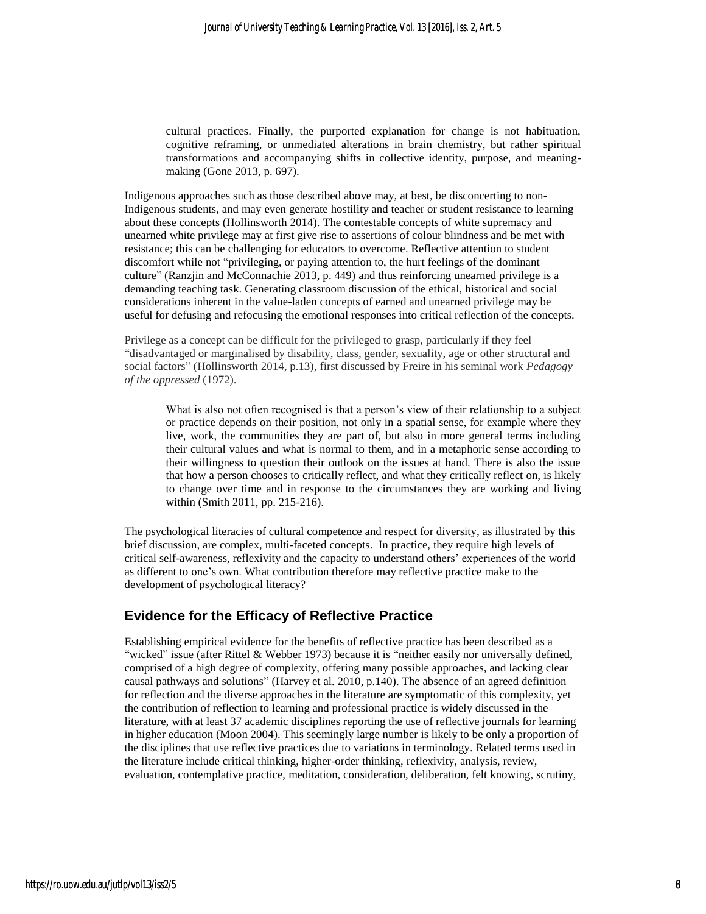> cultural practices. Finally, the purported explanation for change is not habituation, cognitive reframing, or unmediated alterations in brain chemistry, but rather spiritual transformations and accompanying shifts in collective identity, purpose, and meaning-making (Gone 2013, p. 697).

Indigenous approaches such as those described above may, at best, be disconcerting to non-Indigenous students, and may even generate hostility and teacher or student resistance to learning about these concepts (Hollinsworth 2014). The contestable concepts of white supremacy and unearned white privilege may at first give rise to assertions of colour blindness and be met with resistance; this can be challenging for educators to overcome. Reflective attention to student discomfort while not "privileging, or paying attention to, the hurt feelings of the dominant culture" (Ranzjin and McConnachie 2013, p. 449) and thus reinforcing unearned privilege is a demanding teaching task. Generating classroom discussion of the ethical, historical and social considerations inherent in the value-laden concepts of earned and unearned privilege may be useful for defusing and refocusing the emotional responses into critical reflection of the concepts.

Privilege as a concept can be difficult for the privileged to grasp, particularly if they feel "disadvantaged or marginalised by disability, class, gender, sexuality, age or other structural and social factors" (Hollinsworth 2014, p.13), first discussed by Freire in his seminal work *Pedagogy of the oppressed* (1972).

> What is also not often recognised is that a person's view of their relationship to a subject or practice depends on their position, not only in a spatial sense, for example where they live, work, the communities they are part of, but also in more general terms including their cultural values and what is normal to them, and in a metaphoric sense according to their willingness to question their outlook on the issues at hand. There is also the issue that how a person chooses to critically reflect, and what they critically reflect on, is likely to change over time and in response to the circumstances they are working and living within (Smith 2011, pp. 215-216).

The psychological literacies of cultural competence and respect for diversity, as illustrated by this brief discussion, are complex, multi-faceted concepts. In practice, they require high levels of critical self-awareness, reflexivity and the capacity to understand others' experiences of the world as different to one's own. What contribution therefore may reflective practice make to the development of psychological literacy?

## Evidence for the Efficacy of Reflective Practice

Establishing empirical evidence for the benefits of reflective practice has been described as a "wicked" issue (after Rittel & Webber 1973) because it is "neither easily nor universally defined, comprised of a high degree of complexity, offering many possible approaches, and lacking clear causal pathways and solutions" (Harvey et al. 2010, p.140). The absence of an agreed definition for reflection and the diverse approaches in the literature are symptomatic of this complexity, yet the contribution of reflection to learning and professional practice is widely discussed in the literature, with at least 37 academic disciplines reporting the use of reflective journals for learning in higher education (Moon 2004). This seemingly large number is likely to be only a proportion of the disciplines that use reflective practices due to variations in terminology. Related terms used in the literature include critical thinking, higher-order thinking, reflexivity, analysis, review, evaluation, contemplative practice, meditation, consideration, deliberation, felt knowing, scrutiny,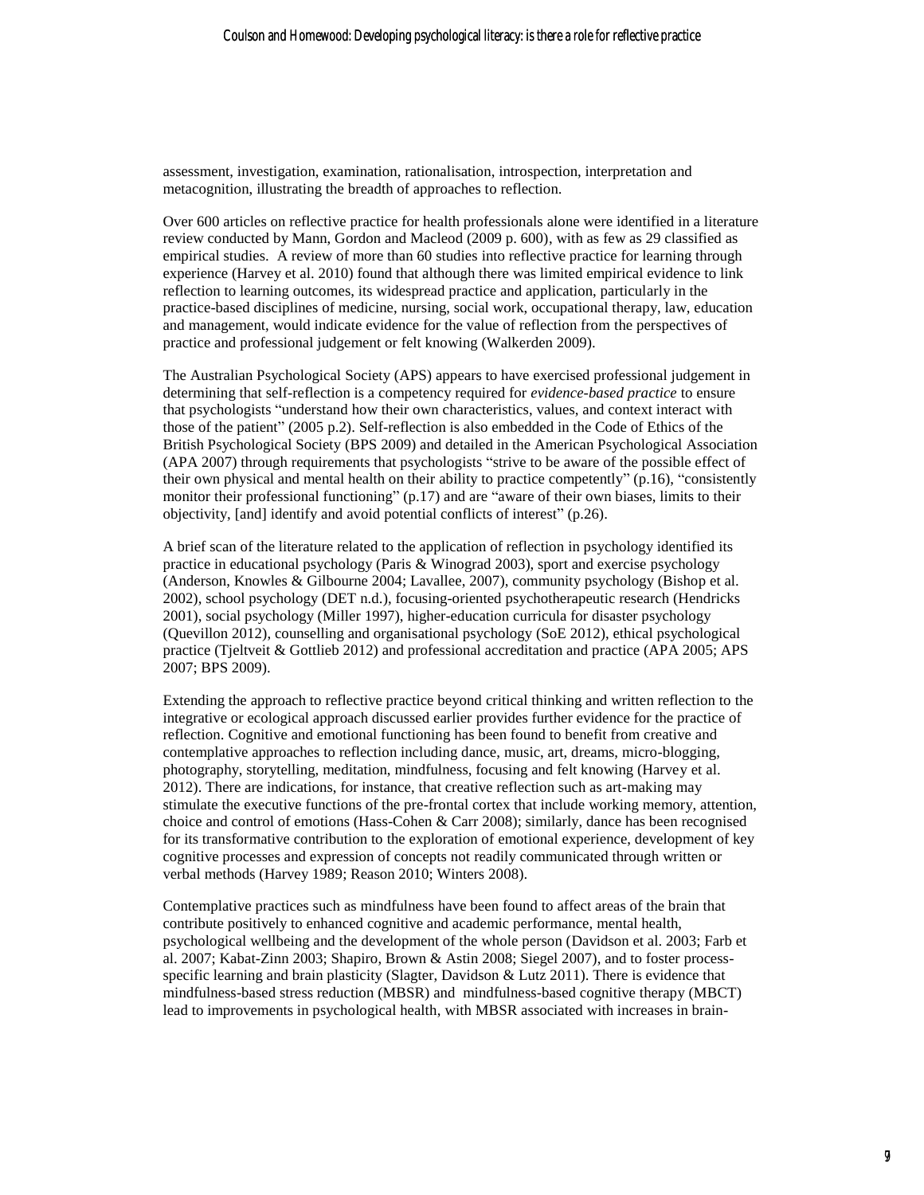assessment, investigation, examination, rationalisation, introspection, interpretation and metacognition, illustrating the breadth of approaches to reflection.

Over 600 articles on reflective practice for health professionals alone were identified in a literature review conducted by Mann, Gordon and Macleod (2009 p. 600), with as few as 29 classified as empirical studies. A review of more than 60 studies into reflective practice for learning through experience (Harvey et al. 2010) found that although there was limited empirical evidence to link reflection to learning outcomes, its widespread practice and application, particularly in the practice-based disciplines of medicine, nursing, social work, occupational therapy, law, education and management, would indicate evidence for the value of reflection from the perspectives of practice and professional judgement or felt knowing (Walkerden 2009).

The Australian Psychological Society (APS) appears to have exercised professional judgement in determining that self-reflection is a competency required for *evidence-based practice* to ensure that psychologists "understand how their own characteristics, values, and context interact with those of the patient" (2005 p.2). Self-reflection is also embedded in the Code of Ethics of the British Psychological Society (BPS 2009) and detailed in the American Psychological Association (APA 2007) through requirements that psychologists "strive to be aware of the possible effect of their own physical and mental health on their ability to practice competently" (p.16), "consistently monitor their professional functioning" (p.17) and are "aware of their own biases, limits to their objectivity, [and] identify and avoid potential conflicts of interest" (p.26).

A brief scan of the literature related to the application of reflection in psychology identified its practice in educational psychology (Paris & Winograd 2003), sport and exercise psychology (Anderson, Knowles & Gilbourne 2004; Lavallee, 2007), community psychology (Bishop et al. 2002), school psychology (DET n.d.), focusing-oriented psychotherapeutic research (Hendricks 2001), social psychology (Miller 1997), higher-education curricula for disaster psychology (Quevillon 2012), counselling and organisational psychology (SoE 2012), ethical psychological practice (Tjeltveit & Gottlieb 2012) and professional accreditation and practice (APA 2005; APS 2007; BPS 2009).

Extending the approach to reflective practice beyond critical thinking and written reflection to the integrative or ecological approach discussed earlier provides further evidence for the practice of reflection. Cognitive and emotional functioning has been found to benefit from creative and contemplative approaches to reflection including dance, music, art, dreams, micro-blogging, photography, storytelling, meditation, mindfulness, focusing and felt knowing (Harvey et al. 2012). There are indications, for instance, that creative reflection such as art-making may stimulate the executive functions of the pre-frontal cortex that include working memory, attention, choice and control of emotions (Hass-Cohen & Carr 2008); similarly, dance has been recognised for its transformative contribution to the exploration of emotional experience, development of key cognitive processes and expression of concepts not readily communicated through written or verbal methods (Harvey 1989; Reason 2010; Winters 2008).

Contemplative practices such as mindfulness have been found to affect areas of the brain that contribute positively to enhanced cognitive and academic performance, mental health, psychological wellbeing and the development of the whole person (Davidson et al. 2003; Farb et al. 2007; Kabat-Zinn 2003; Shapiro, Brown & Astin 2008; Siegel 2007), and to foster process-specific learning and brain plasticity (Slagter, Davidson & Lutz 2011). There is evidence that mindfulness-based stress reduction (MBSR) and mindfulness-based cognitive therapy (MBCT) lead to improvements in psychological health, with MBSR associated with increases in brain-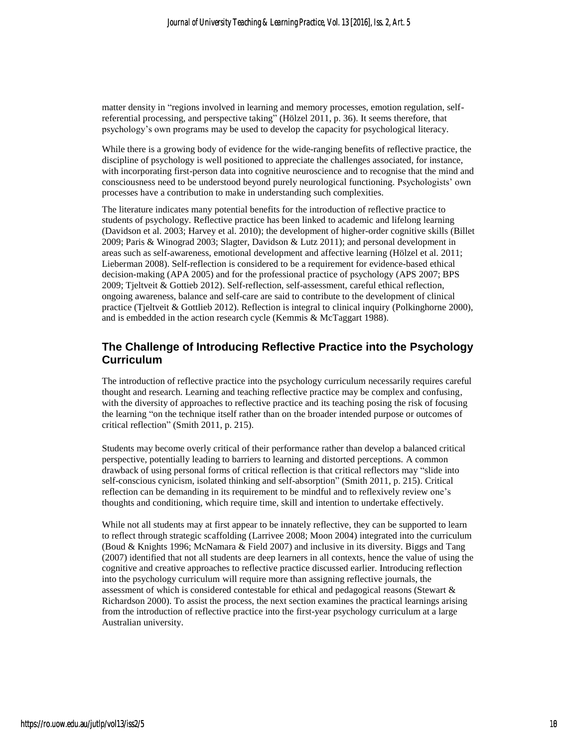matter density in "regions involved in learning and memory processes, emotion regulation, self-referential processing, and perspective taking" (Hölzel 2011, p. 36). It seems therefore, that psychology's own programs may be used to develop the capacity for psychological literacy.

While there is a growing body of evidence for the wide-ranging benefits of reflective practice, the discipline of psychology is well positioned to appreciate the challenges associated, for instance, with incorporating first-person data into cognitive neuroscience and to recognise that the mind and consciousness need to be understood beyond purely neurological functioning. Psychologists' own processes have a contribution to make in understanding such complexities.

The literature indicates many potential benefits for the introduction of reflective practice to students of psychology. Reflective practice has been linked to academic and lifelong learning (Davidson et al. 2003; Harvey et al. 2010); the development of higher-order cognitive skills (Billet 2009; Paris & Winograd 2003; Slagter, Davidson & Lutz 2011); and personal development in areas such as self-awareness, emotional development and affective learning (Hölzel et al. 2011; Lieberman 2008). Self-reflection is considered to be a requirement for evidence-based ethical decision-making (APA 2005) and for the professional practice of psychology (APS 2007; BPS 2009; Tjeltveit & Gottieb 2012). Self-reflection, self-assessment, careful ethical reflection, ongoing awareness, balance and self-care are said to contribute to the development of clinical practice (Tjeltveit & Gottlieb 2012). Reflection is integral to clinical inquiry (Polkinghorne 2000), and is embedded in the action research cycle (Kemmis & McTaggart 1988).

## The Challenge of Introducing Reflective Practice into the Psychology Curriculum

The introduction of reflective practice into the psychology curriculum necessarily requires careful thought and research. Learning and teaching reflective practice may be complex and confusing, with the diversity of approaches to reflective practice and its teaching posing the risk of focusing the learning "on the technique itself rather than on the broader intended purpose or outcomes of critical reflection" (Smith 2011, p. 215).

Students may become overly critical of their performance rather than develop a balanced critical perspective, potentially leading to barriers to learning and distorted perceptions. A common drawback of using personal forms of critical reflection is that critical reflectors may "slide into self-conscious cynicism, isolated thinking and self-absorption" (Smith 2011, p. 215). Critical reflection can be demanding in its requirement to be mindful and to reflexively review one's thoughts and conditioning, which require time, skill and intention to undertake effectively.

While not all students may at first appear to be innately reflective, they can be supported to learn to reflect through strategic scaffolding (Larrivee 2008; Moon 2004) integrated into the curriculum (Boud & Knights 1996; McNamara & Field 2007) and inclusive in its diversity. Biggs and Tang (2007) identified that not all students are deep learners in all contexts, hence the value of using the cognitive and creative approaches to reflective practice discussed earlier. Introducing reflection into the psychology curriculum will require more than assigning reflective journals, the assessment of which is considered contestable for ethical and pedagogical reasons (Stewart & Richardson 2000). To assist the process, the next section examines the practical learnings arising from the introduction of reflective practice into the first-year psychology curriculum at a large Australian university.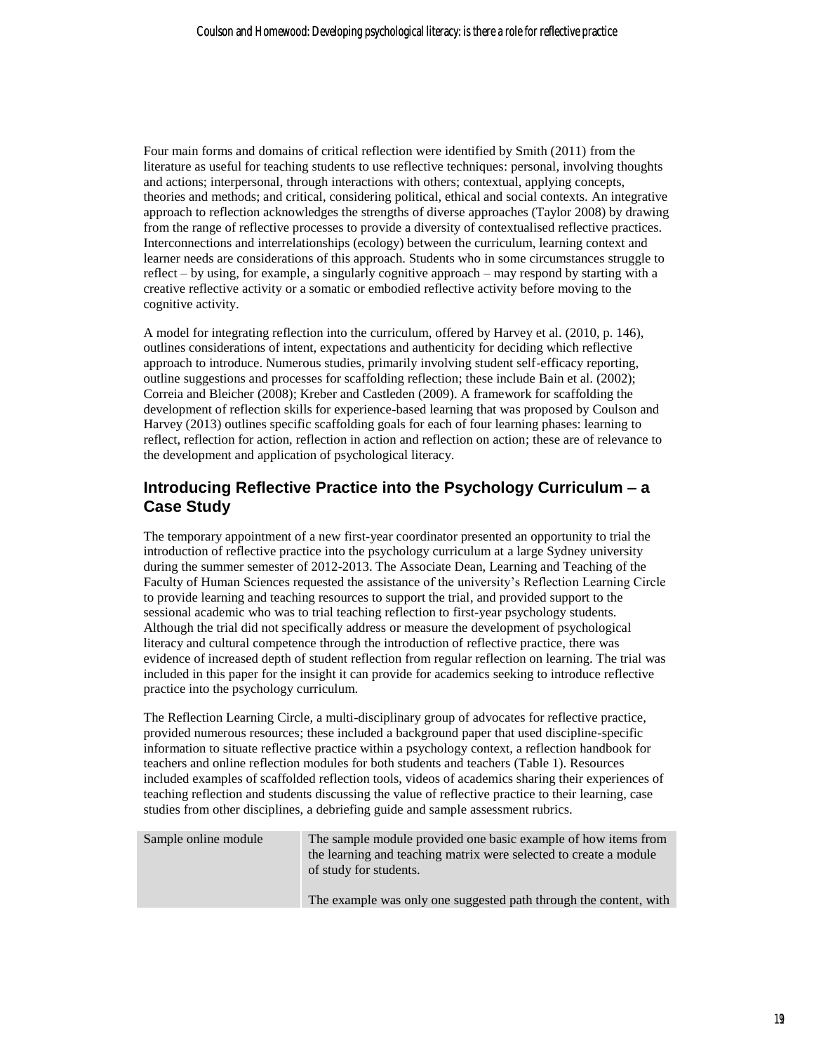Four main forms and domains of critical reflection were identified by Smith (2011) from the literature as useful for teaching students to use reflective techniques: personal, involving thoughts and actions; interpersonal, through interactions with others; contextual, applying concepts, theories and methods; and critical, considering political, ethical and social contexts. An integrative approach to reflection acknowledges the strengths of diverse approaches (Taylor 2008) by drawing from the range of reflective processes to provide a diversity of contextualised reflective practices. Interconnections and interrelationships (ecology) between the curriculum, learning context and learner needs are considerations of this approach. Students who in some circumstances struggle to reflect – by using, for example, a singularly cognitive approach – may respond by starting with a creative reflective activity or a somatic or embodied reflective activity before moving to the cognitive activity.

A model for integrating reflection into the curriculum, offered by Harvey et al. (2010, p. 146), outlines considerations of intent, expectations and authenticity for deciding which reflective approach to introduce. Numerous studies, primarily involving student self-efficacy reporting, outline suggestions and processes for scaffolding reflection; these include Bain et al. (2002); Correia and Bleicher (2008); Kreber and Castleden (2009). A framework for scaffolding the development of reflection skills for experience-based learning that was proposed by Coulson and Harvey (2013) outlines specific scaffolding goals for each of four learning phases: learning to reflect, reflection for action, reflection in action and reflection on action; these are of relevance to the development and application of psychological literacy.

## Introducing Reflective Practice into the Psychology Curriculum – a Case Study

The temporary appointment of a new first-year coordinator presented an opportunity to trial the introduction of reflective practice into the psychology curriculum at a large Sydney university during the summer semester of 2012-2013. The Associate Dean, Learning and Teaching of the Faculty of Human Sciences requested the assistance of the university's Reflection Learning Circle to provide learning and teaching resources to support the trial, and provided support to the sessional academic who was to trial teaching reflection to first-year psychology students. Although the trial did not specifically address or measure the development of psychological literacy and cultural competence through the introduction of reflective practice, there was evidence of increased depth of student reflection from regular reflection on learning. The trial was included in this paper for the insight it can provide for academics seeking to introduce reflective practice into the psychology curriculum.

The Reflection Learning Circle, a multi-disciplinary group of advocates for reflective practice, provided numerous resources; these included a background paper that used discipline-specific information to situate reflective practice within a psychology context, a reflection handbook for teachers and online reflection modules for both students and teachers (Table 1). Resources included examples of scaffolded reflection tools, videos of academics sharing their experiences of teaching reflection and students discussing the value of reflective practice to their learning, case studies from other disciplines, a debriefing guide and sample assessment rubrics.

| | |
|---|---|
| Sample online module | The sample module provided one basic example of how items from the learning and teaching matrix were selected to create a module of study for students.<br><br>The example was only one suggested path through the content, with |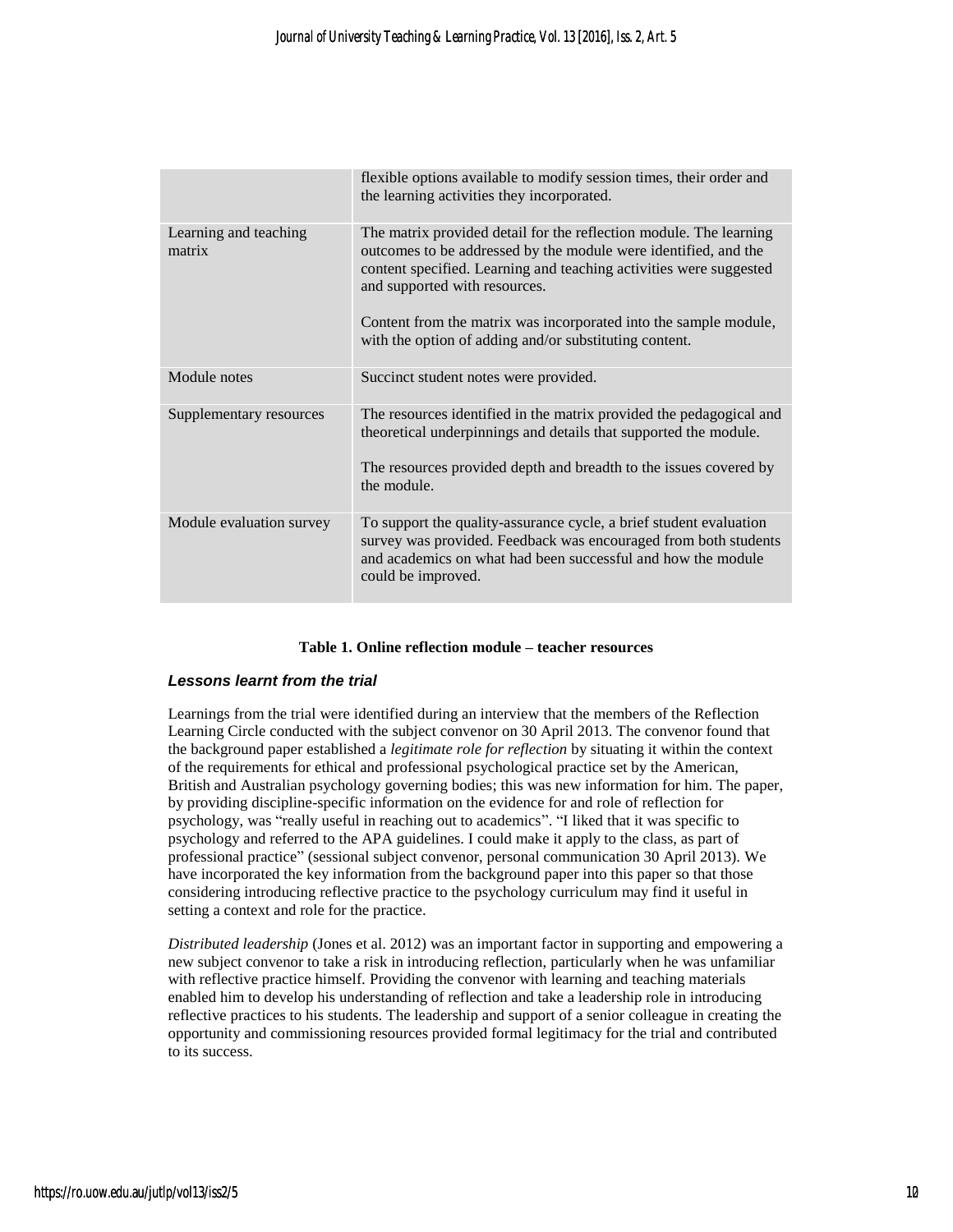| | |
|---|---|
| | flexible options available to modify session times, their order and the learning activities they incorporated. |
| Learning and teaching matrix | The matrix provided detail for the reflection module. The learning outcomes to be addressed by the module were identified, and the content specified. Learning and teaching activities were suggested and supported with resources.<br><br>Content from the matrix was incorporated into the sample module, with the option of adding and/or substituting content. |
| Module notes | Succinct student notes were provided. |
| Supplementary resources | The resources identified in the matrix provided the pedagogical and theoretical underpinnings and details that supported the module.<br><br>The resources provided depth and breadth to the issues covered by the module. |
| Module evaluation survey | To support the quality-assurance cycle, a brief student evaluation survey was provided. Feedback was encouraged from both students and academics on what had been successful and how the module could be improved. |

**Table 1. Online reflection module – teacher resources**

### *Lessons learnt from the trial*

Learnings from the trial were identified during an interview that the members of the Reflection Learning Circle conducted with the subject convenor on 30 April 2013. The convenor found that the background paper established a *legitimate role for reflection* by situating it within the context of the requirements for ethical and professional psychological practice set by the American, British and Australian psychology governing bodies; this was new information for him. The paper, by providing discipline-specific information on the evidence for and role of reflection for psychology, was "really useful in reaching out to academics". "I liked that it was specific to psychology and referred to the APA guidelines. I could make it apply to the class, as part of professional practice" (sessional subject convenor, personal communication 30 April 2013). We have incorporated the key information from the background paper into this paper so that those considering introducing reflective practice to the psychology curriculum may find it useful in setting a context and role for the practice.

*Distributed leadership* (Jones et al. 2012) was an important factor in supporting and empowering a new subject convenor to take a risk in introducing reflection, particularly when he was unfamiliar with reflective practice himself. Providing the convenor with learning and teaching materials enabled him to develop his understanding of reflection and take a leadership role in introducing reflective practices to his students. The leadership and support of a senior colleague in creating the opportunity and commissioning resources provided formal legitimacy for the trial and contributed to its success.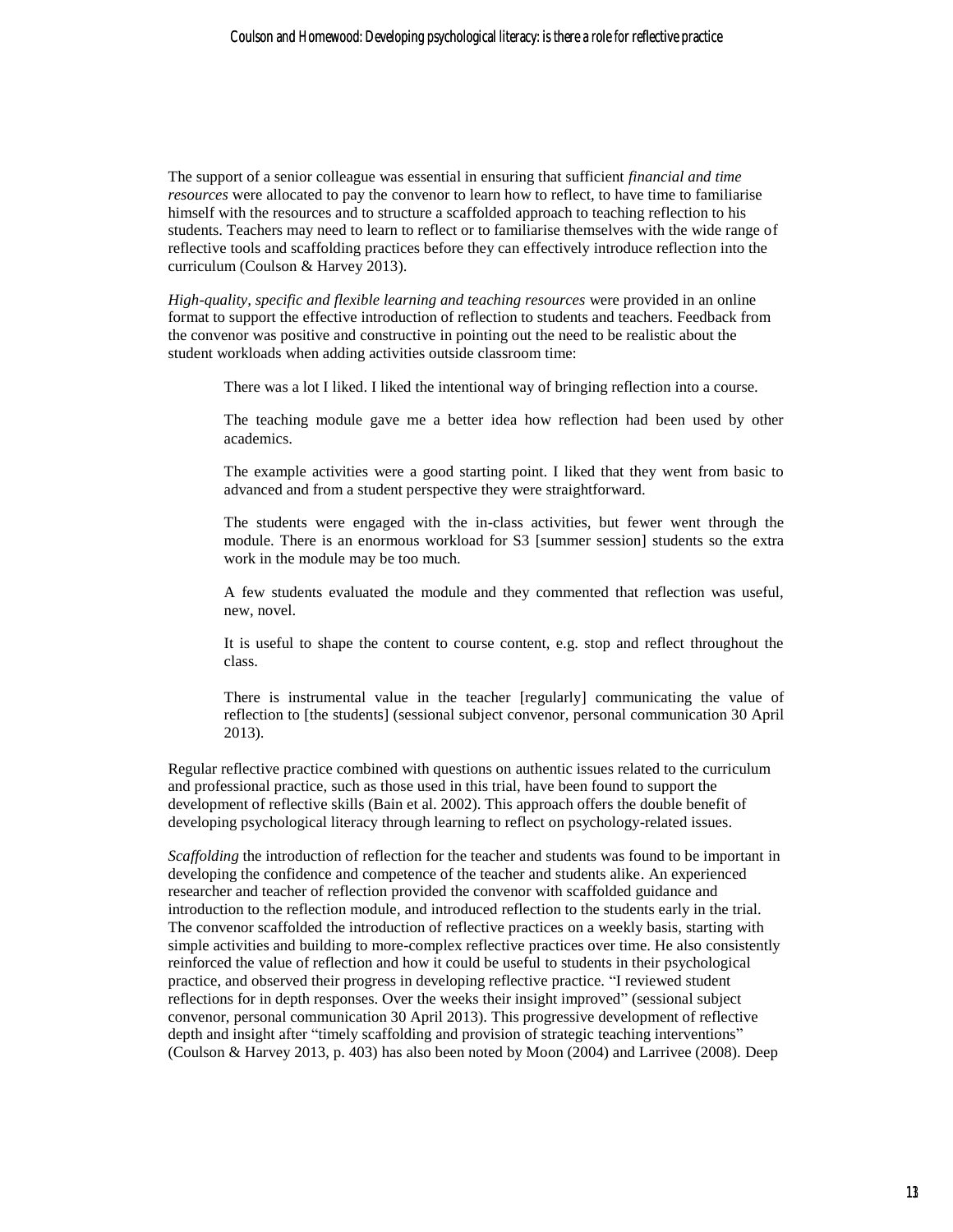The support of a senior colleague was essential in ensuring that sufficient *financial and time resources* were allocated to pay the convenor to learn how to reflect, to have time to familiarise himself with the resources and to structure a scaffolded approach to teaching reflection to his students. Teachers may need to learn to reflect or to familiarise themselves with the wide range of reflective tools and scaffolding practices before they can effectively introduce reflection into the curriculum (Coulson & Harvey 2013).

*High-quality, specific and flexible learning and teaching resources* were provided in an online format to support the effective introduction of reflection to students and teachers. Feedback from the convenor was positive and constructive in pointing out the need to be realistic about the student workloads when adding activities outside classroom time:

> There was a lot I liked. I liked the intentional way of bringing reflection into a course.
>
> The teaching module gave me a better idea how reflection had been used by other academics.
>
> The example activities were a good starting point. I liked that they went from basic to advanced and from a student perspective they were straightforward.
>
> The students were engaged with the in-class activities, but fewer went through the module. There is an enormous workload for S3 [summer session] students so the extra work in the module may be too much.
>
> A few students evaluated the module and they commented that reflection was useful, new, novel.
>
> It is useful to shape the content to course content, e.g. stop and reflect throughout the class.
>
> There is instrumental value in the teacher [regularly] communicating the value of reflection to [the students] (sessional subject convenor, personal communication 30 April 2013).

Regular reflective practice combined with questions on authentic issues related to the curriculum and professional practice, such as those used in this trial, have been found to support the development of reflective skills (Bain et al. 2002). This approach offers the double benefit of developing psychological literacy through learning to reflect on psychology-related issues.

*Scaffolding* the introduction of reflection for the teacher and students was found to be important in developing the confidence and competence of the teacher and students alike. An experienced researcher and teacher of reflection provided the convenor with scaffolded guidance and introduction to the reflection module, and introduced reflection to the students early in the trial. The convenor scaffolded the introduction of reflective practices on a weekly basis, starting with simple activities and building to more-complex reflective practices over time. He also consistently reinforced the value of reflection and how it could be useful to students in their psychological practice, and observed their progress in developing reflective practice. "I reviewed student reflections for in depth responses. Over the weeks their insight improved" (sessional subject convenor, personal communication 30 April 2013). This progressive development of reflective depth and insight after "timely scaffolding and provision of strategic teaching interventions" (Coulson & Harvey 2013, p. 403) has also been noted by Moon (2004) and Larrivee (2008). Deep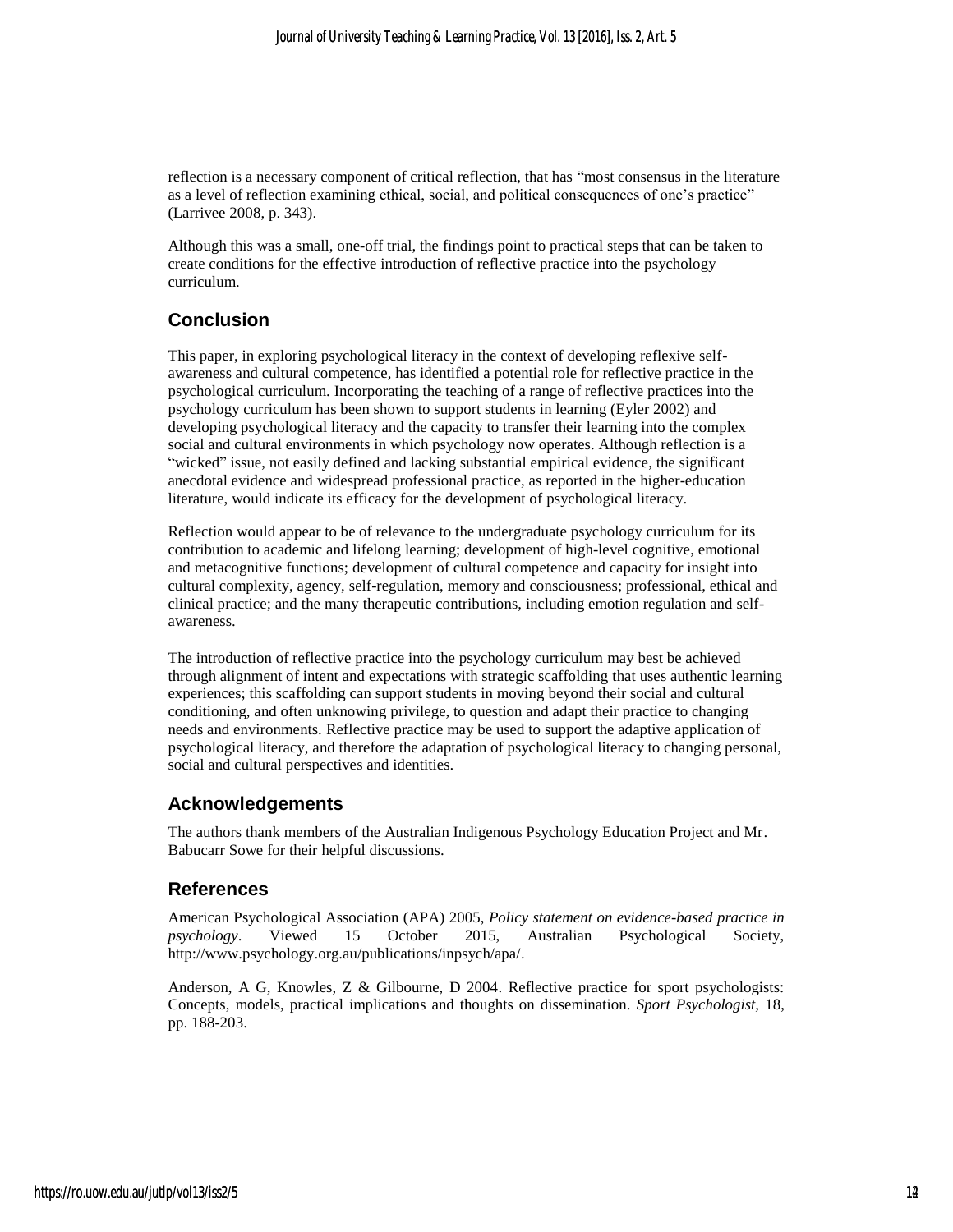reflection is a necessary component of critical reflection, that has "most consensus in the literature as a level of reflection examining ethical, social, and political consequences of one's practice" (Larrivee 2008, p. 343).

Although this was a small, one-off trial, the findings point to practical steps that can be taken to create conditions for the effective introduction of reflective practice into the psychology curriculum.

## Conclusion

This paper, in exploring psychological literacy in the context of developing reflexive self-awareness and cultural competence, has identified a potential role for reflective practice in the psychological curriculum. Incorporating the teaching of a range of reflective practices into the psychology curriculum has been shown to support students in learning (Eyler 2002) and developing psychological literacy and the capacity to transfer their learning into the complex social and cultural environments in which psychology now operates. Although reflection is a "wicked" issue, not easily defined and lacking substantial empirical evidence, the significant anecdotal evidence and widespread professional practice, as reported in the higher-education literature, would indicate its efficacy for the development of psychological literacy.

Reflection would appear to be of relevance to the undergraduate psychology curriculum for its contribution to academic and lifelong learning; development of high-level cognitive, emotional and metacognitive functions; development of cultural competence and capacity for insight into cultural complexity, agency, self-regulation, memory and consciousness; professional, ethical and clinical practice; and the many therapeutic contributions, including emotion regulation and self-awareness.

The introduction of reflective practice into the psychology curriculum may best be achieved through alignment of intent and expectations with strategic scaffolding that uses authentic learning experiences; this scaffolding can support students in moving beyond their social and cultural conditioning, and often unknowing privilege, to question and adapt their practice to changing needs and environments. Reflective practice may be used to support the adaptive application of psychological literacy, and therefore the adaptation of psychological literacy to changing personal, social and cultural perspectives and identities.

## Acknowledgements

The authors thank members of the Australian Indigenous Psychology Education Project and Mr. Babucarr Sowe for their helpful discussions.

## References

American Psychological Association (APA) 2005, *Policy statement on evidence-based practice in psychology*. Viewed 15 October 2015, Australian Psychological Society, http://www.psychology.org.au/publications/inpsych/apa/.

Anderson, A G, Knowles, Z & Gilbourne, D 2004. Reflective practice for sport psychologists: Concepts, models, practical implications and thoughts on dissemination. *Sport Psychologist*, 18, pp. 188-203.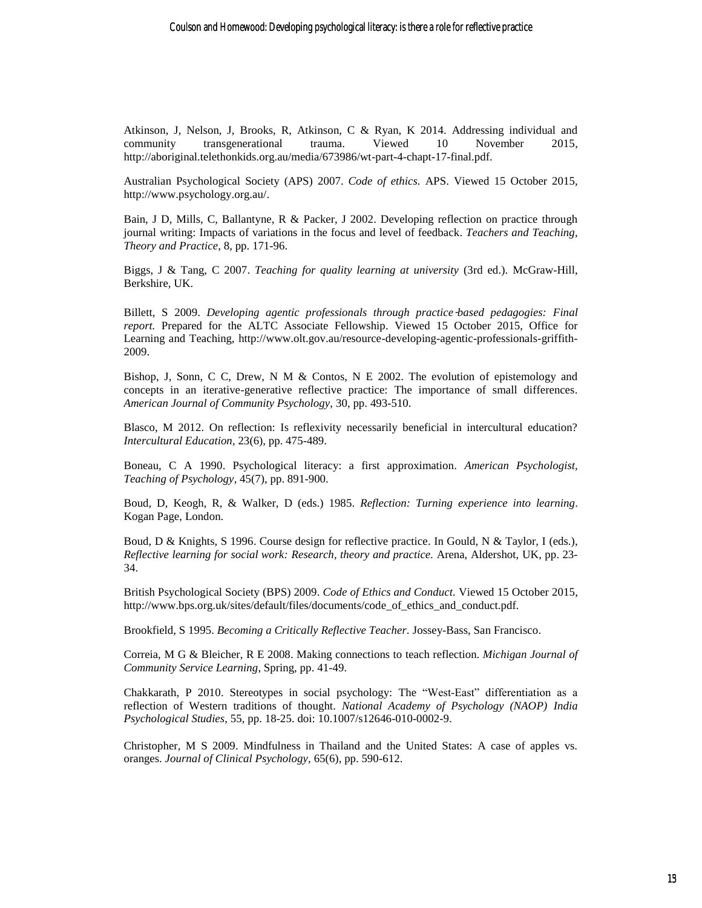Atkinson, J, Nelson, J, Brooks, R, Atkinson, C & Ryan, K 2014. Addressing individual and community transgenerational trauma. Viewed 10 November 2015, http://aboriginal.telethonkids.org.au/media/673986/wt-part-4-chapt-17-final.pdf.

Australian Psychological Society (APS) 2007. *Code of ethics*. APS. Viewed 15 October 2015, http://www.psychology.org.au/.

Bain, J D, Mills, C, Ballantyne, R & Packer, J 2002. Developing reflection on practice through journal writing: Impacts of variations in the focus and level of feedback. *Teachers and Teaching, Theory and Practice*, 8, pp. 171-96.

Biggs, J & Tang, C 2007. *Teaching for quality learning at university* (3rd ed.). McGraw-Hill, Berkshire, UK.

Billett, S 2009. *Developing agentic professionals through practice*‐*based pedagogies: Final report.* Prepared for the ALTC Associate Fellowship. Viewed 15 October 2015, Office for Learning and Teaching, http://www.olt.gov.au/resource-developing-agentic-professionals-griffith-2009.

Bishop, J, Sonn, C C, Drew, N M & Contos, N E 2002. The evolution of epistemology and concepts in an iterative-generative reflective practice: The importance of small differences. *American Journal of Community Psychology*, 30, pp. 493-510.

Blasco, M 2012. On reflection: Is reflexivity necessarily beneficial in intercultural education? *Intercultural Education*, 23(6), pp. 475-489.

Boneau, C A 1990. Psychological literacy: a first approximation. *American Psychologist, Teaching of Psychology*, 45(7), pp. 891-900.

Boud, D, Keogh, R, & Walker, D (eds.) 1985. *Reflection: Turning experience into learning*. Kogan Page, London.

Boud, D & Knights, S 1996. Course design for reflective practice. In Gould, N & Taylor, I (eds.), *Reflective learning for social work: Research, theory and practice*. Arena, Aldershot, UK, pp. 23-34.

British Psychological Society (BPS) 2009. *Code of Ethics and Conduct.* Viewed 15 October 2015, http://www.bps.org.uk/sites/default/files/documents/code_of_ethics_and_conduct.pdf.

Brookfield, S 1995. *Becoming a Critically Reflective Teacher*. Jossey-Bass, San Francisco.

Correia, M G & Bleicher, R E 2008. Making connections to teach reflection. *Michigan Journal of Community Service Learning*, Spring, pp. 41-49.

Chakkarath, P 2010. Stereotypes in social psychology: The "West-East" differentiation as a reflection of Western traditions of thought. *National Academy of Psychology (NAOP) India Psychological Studies*, 55, pp. 18-25. doi: 10.1007/s12646-010-0002-9.

Christopher, M S 2009. Mindfulness in Thailand and the United States: A case of apples vs. oranges. *Journal of Clinical Psychology*, 65(6), pp. 590-612.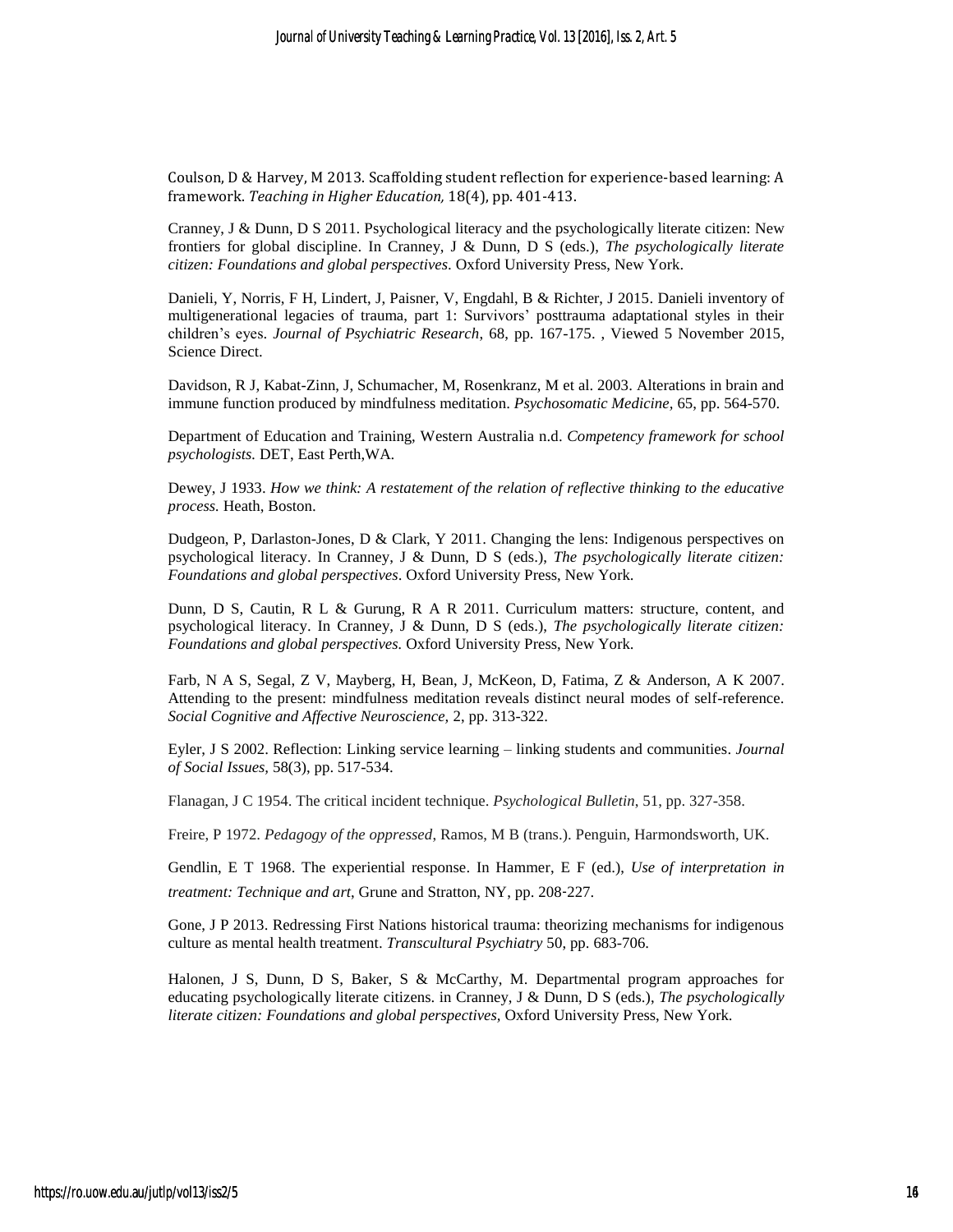Coulson, D & Harvey, M 2013. Scaffolding student reflection for experience-based learning: A framework. *Teaching in Higher Education,* 18(4), pp. 401-413.

Cranney, J & Dunn, D S 2011. Psychological literacy and the psychologically literate citizen: New frontiers for global discipline. In Cranney, J & Dunn, D S (eds.), *The psychologically literate citizen: Foundations and global perspectives*. Oxford University Press, New York.

Danieli, Y, Norris, F H, Lindert, J, Paisner, V, Engdahl, B & Richter, J 2015. Danieli inventory of multigenerational legacies of trauma, part 1: Survivors' posttrauma adaptational styles in their children's eyes. *Journal of Psychiatric Research*, 68, pp. 167-175. , Viewed 5 November 2015, Science Direct.

Davidson, R J, Kabat-Zinn, J, Schumacher, M, Rosenkranz, M et al. 2003. Alterations in brain and immune function produced by mindfulness meditation. *Psychosomatic Medicine,* 65, pp. 564-570.

Department of Education and Training, Western Australia n.d. *Competency framework for school psychologists.* DET, East Perth,WA.

Dewey, J 1933. *How we think: A restatement of the relation of reflective thinking to the educative process.* Heath, Boston.

Dudgeon, P, Darlaston-Jones, D & Clark, Y 2011. Changing the lens: Indigenous perspectives on psychological literacy. In Cranney, J & Dunn, D S (eds.), *The psychologically literate citizen: Foundations and global perspectives*. Oxford University Press, New York.

Dunn, D S, Cautin, R L & Gurung, R A R 2011. Curriculum matters: structure, content, and psychological literacy. In Cranney, J & Dunn, D S (eds.), *The psychologically literate citizen: Foundations and global perspectives.* Oxford University Press, New York.

Farb, N A S, Segal, Z V, Mayberg, H, Bean, J, McKeon, D, Fatima, Z & Anderson, A K 2007. Attending to the present: mindfulness meditation reveals distinct neural modes of self-reference. *Social Cognitive and Affective Neuroscience,* 2, pp. 313-322.

Eyler, J S 2002. Reflection: Linking service learning – linking students and communities. *Journal of Social Issues*, 58(3), pp. 517-534.

Flanagan, J C 1954. The critical incident technique. *Psychological Bulletin*, 51, pp. 327-358.

Freire, P 1972. *Pedagogy of the oppressed*, Ramos, M B (trans.). Penguin, Harmondsworth, UK.

Gendlin, E T 1968. The experiential response. In Hammer, E F (ed.), *Use of interpretation in treatment: Technique and art*, Grune and Stratton, NY, pp. 208-227.

Gone, J P 2013. Redressing First Nations historical trauma: theorizing mechanisms for indigenous culture as mental health treatment. *Transcultural Psychiatry* 50, pp. 683-706.

Halonen, J S, Dunn, D S, Baker, S & McCarthy, M. Departmental program approaches for educating psychologically literate citizens. in Cranney, J & Dunn, D S (eds.), *The psychologically literate citizen: Foundations and global perspectives,* Oxford University Press, New York.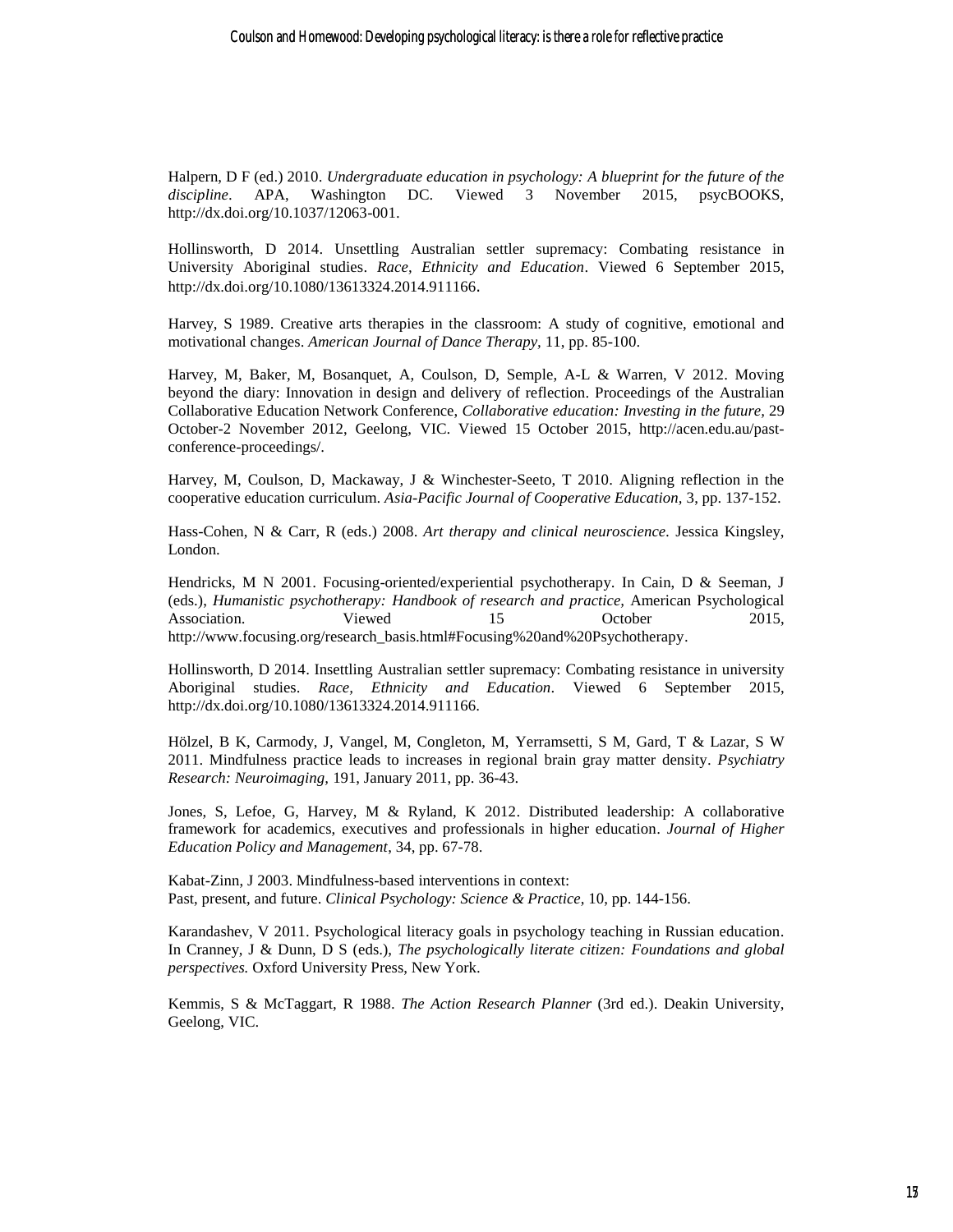Halpern, D F (ed.) 2010. *Undergraduate education in psychology: A blueprint for the future of the discipline*. APA, Washington DC. Viewed 3 November 2015, psycBOOKS, http://dx.doi.org/10.1037/12063-001.

Hollinsworth, D 2014. Unsettling Australian settler supremacy: Combating resistance in University Aboriginal studies. *Race, Ethnicity and Education*. Viewed 6 September 2015, http://dx.doi.org/10.1080/13613324.2014.911166.

Harvey, S 1989. Creative arts therapies in the classroom: A study of cognitive, emotional and motivational changes. *American Journal of Dance Therapy*, 11, pp. 85-100.

Harvey, M, Baker, M, Bosanquet, A, Coulson, D, Semple, A-L & Warren, V 2012. Moving beyond the diary: Innovation in design and delivery of reflection. Proceedings of the Australian Collaborative Education Network Conference, *Collaborative education: Investing in the future*, 29 October-2 November 2012, Geelong, VIC. Viewed 15 October 2015, http://acen.edu.au/past-conference-proceedings/.

Harvey, M, Coulson, D, Mackaway, J & Winchester-Seeto, T 2010. Aligning reflection in the cooperative education curriculum. *Asia-Pacific Journal of Cooperative Education*, 3, pp. 137-152.

Hass-Cohen, N & Carr, R (eds.) 2008. *Art therapy and clinical neuroscience*. Jessica Kingsley, London.

Hendricks, M N 2001. Focusing-oriented/experiential psychotherapy. In Cain, D & Seeman, J (eds.), *Humanistic psychotherapy: Handbook of research and practice*, American Psychological Association. Viewed 15 October 2015, http://www.focusing.org/research_basis.html#Focusing%20and%20Psychotherapy.

Hollinsworth, D 2014. Insettling Australian settler supremacy: Combating resistance in university Aboriginal studies. *Race, Ethnicity and Education*. Viewed 6 September 2015, http://dx.doi.org/10.1080/13613324.2014.911166.

Hölzel, B K, Carmody, J, Vangel, M, Congleton, M, Yerramsetti, S M, Gard, T & Lazar, S W 2011. Mindfulness practice leads to increases in regional brain gray matter density. *Psychiatry Research: Neuroimaging*, 191, January 2011, pp. 36-43.

Jones, S, Lefoe, G, Harvey, M & Ryland, K 2012. Distributed leadership: A collaborative framework for academics, executives and professionals in higher education. *Journal of Higher Education Policy and Management*, 34, pp. 67-78.

Kabat-Zinn, J 2003. Mindfulness-based interventions in context: Past, present, and future. *Clinical Psychology: Science & Practice*, 10, pp. 144-156.

Karandashev, V 2011. Psychological literacy goals in psychology teaching in Russian education. In Cranney, J & Dunn, D S (eds.), *The psychologically literate citizen: Foundations and global perspectives.* Oxford University Press, New York.

Kemmis, S & McTaggart, R 1988. *The Action Research Planner* (3rd ed.). Deakin University, Geelong, VIC.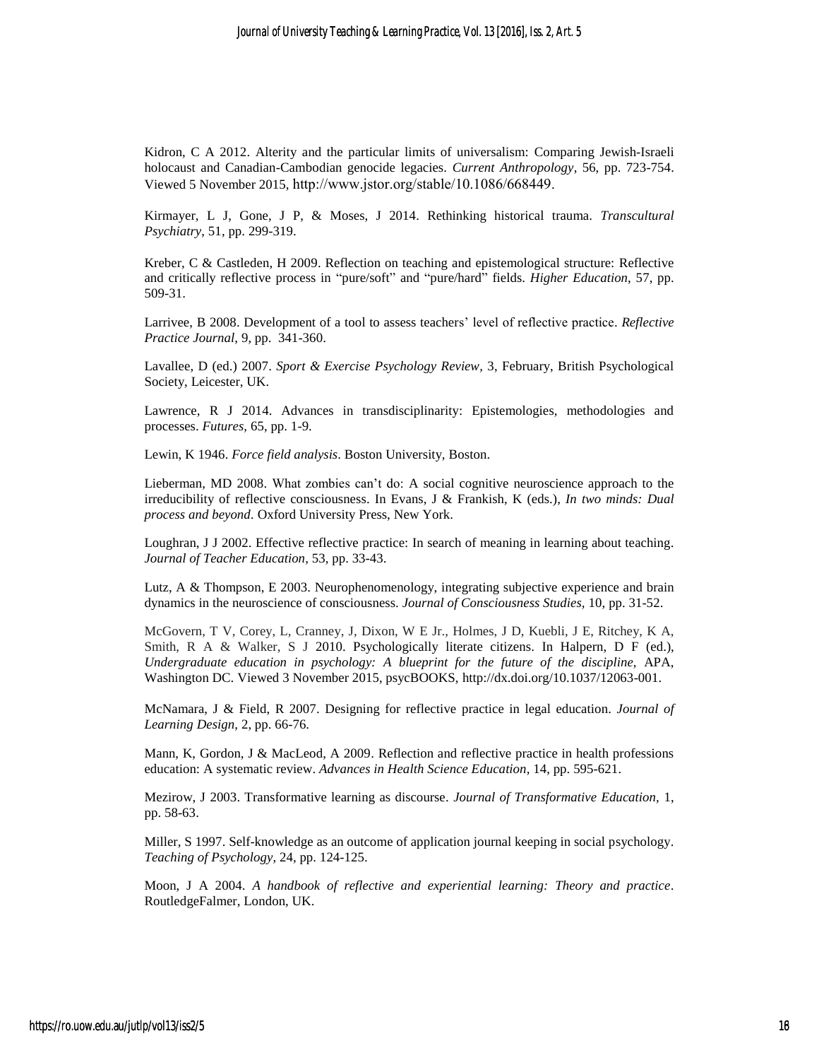Kidron, C A 2012. Alterity and the particular limits of universalism: Comparing Jewish-Israeli holocaust and Canadian-Cambodian genocide legacies. *Current Anthropology*, 56, pp. 723-754. Viewed 5 November 2015, http://www.jstor.org/stable/10.1086/668449.

Kirmayer, L J, Gone, J P, & Moses, J 2014. Rethinking historical trauma. *Transcultural Psychiatry*, 51, pp. 299-319.

Kreber, C & Castleden, H 2009. Reflection on teaching and epistemological structure: Reflective and critically reflective process in "pure/soft" and "pure/hard" fields. *Higher Education*, 57, pp. 509-31.

Larrivee, B 2008. Development of a tool to assess teachers' level of reflective practice. *Reflective Practice Journal*, 9, pp. 341-360.

Lavallee, D (ed.) 2007. *Sport & Exercise Psychology Review*, 3, February, British Psychological Society, Leicester, UK.

Lawrence, R J 2014. Advances in transdisciplinarity: Epistemologies, methodologies and processes. *Futures*, 65, pp. 1-9.

Lewin, K 1946. *Force field analysis*. Boston University, Boston.

Lieberman, MD 2008. What zombies can't do: A social cognitive neuroscience approach to the irreducibility of reflective consciousness. In Evans, J & Frankish, K (eds.), *In two minds: Dual process and beyond*. Oxford University Press, New York.

Loughran, J J 2002. Effective reflective practice: In search of meaning in learning about teaching. *Journal of Teacher Education*, 53, pp. 33-43.

Lutz, A & Thompson, E 2003. Neurophenomenology, integrating subjective experience and brain dynamics in the neuroscience of consciousness. *Journal of Consciousness Studies*, 10, pp. 31-52.

McGovern, T V, Corey, L, Cranney, J, Dixon, W E Jr., Holmes, J D, Kuebli, J E, Ritchey, K A, Smith, R A & Walker, S J 2010. Psychologically literate citizens. In Halpern, D F (ed.), *Undergraduate education in psychology: A blueprint for the future of the discipline*, APA, Washington DC. Viewed 3 November 2015, psycBOOKS, http://dx.doi.org/10.1037/12063-001.

McNamara, J & Field, R 2007. Designing for reflective practice in legal education. *Journal of Learning Design*, 2, pp. 66-76.

Mann, K, Gordon, J & MacLeod, A 2009. Reflection and reflective practice in health professions education: A systematic review. *Advances in Health Science Education*, 14, pp. 595-621.

Mezirow, J 2003. Transformative learning as discourse. *Journal of Transformative Education*, 1, pp. 58-63.

Miller, S 1997. Self-knowledge as an outcome of application journal keeping in social psychology. *Teaching of Psychology*, 24, pp. 124-125.

Moon, J A 2004. *A handbook of reflective and experiential learning: Theory and practice*. RoutledgeFalmer, London, UK.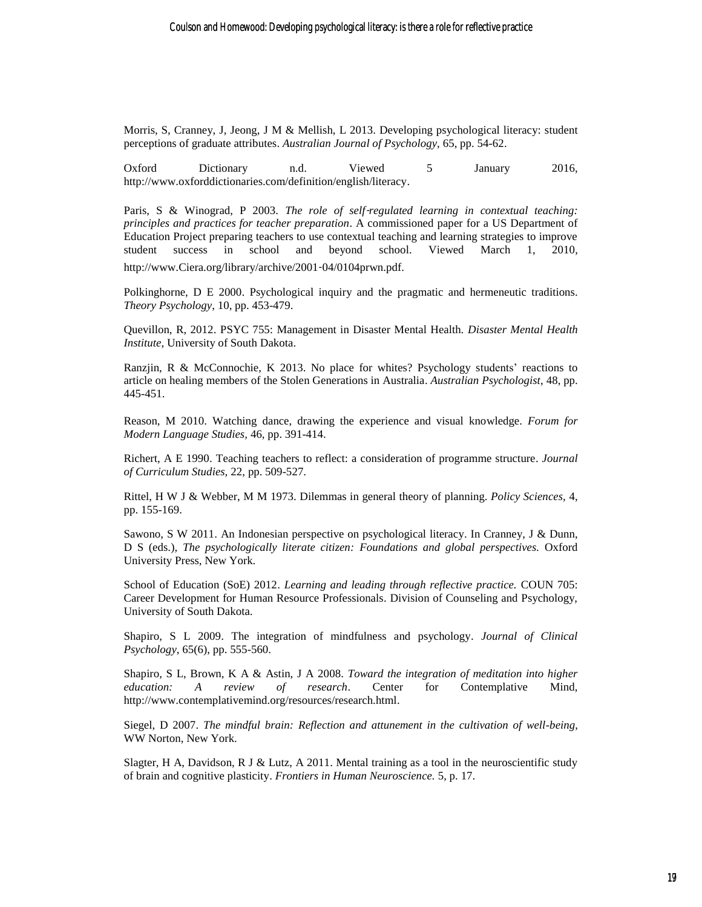Morris, S, Cranney, J, Jeong, J M & Mellish, L 2013. Developing psychological literacy: student perceptions of graduate attributes. *Australian Journal of Psychology,* 65, pp. 54-62.

Oxford Dictionary n.d. Viewed 5 January 2016, http://www.oxforddictionaries.com/definition/english/literacy.

Paris, S & Winograd, P 2003. *The role of self-regulated learning in contextual teaching: principles and practices for teacher preparation*. A commissioned paper for a US Department of Education Project preparing teachers to use contextual teaching and learning strategies to improve student success in school and beyond school. Viewed March 1, 2010, http://www.Ciera.org/library/archive/2001-04/0104prwn.pdf.

Polkinghorne, D E 2000. Psychological inquiry and the pragmatic and hermeneutic traditions. *Theory Psychology*, 10, pp. 453-479.

Quevillon, R, 2012. PSYC 755: Management in Disaster Mental Health. *Disaster Mental Health Institute*, University of South Dakota.

Ranzjin, R & McConnochie, K 2013. No place for whites? Psychology students' reactions to article on healing members of the Stolen Generations in Australia. *Australian Psychologist*, 48, pp. 445-451.

Reason, M 2010. Watching dance, drawing the experience and visual knowledge. *Forum for Modern Language Studies,* 46, pp. 391-414.

Richert, A E 1990. Teaching teachers to reflect: a consideration of programme structure. *Journal of Curriculum Studies,* 22, pp. 509-527.

Rittel, H W J & Webber, M M 1973. Dilemmas in general theory of planning. *Policy Sciences,* 4, pp. 155-169.

Sawono, S W 2011. An Indonesian perspective on psychological literacy. In Cranney, J & Dunn, D S (eds.), *The psychologically literate citizen: Foundations and global perspectives.* Oxford University Press, New York.

School of Education (SoE) 2012. *Learning and leading through reflective practice.* COUN 705: Career Development for Human Resource Professionals. Division of Counseling and Psychology, University of South Dakota.

Shapiro, S L 2009. The integration of mindfulness and psychology. *Journal of Clinical Psychology*, 65(6), pp. 555-560.

Shapiro, S L, Brown, K A & Astin, J A 2008. *Toward the integration of meditation into higher education: A review of research*. Center for Contemplative Mind, http://www.contemplativemind.org/resources/research.html.

Siegel, D 2007. *The mindful brain: Reflection and attunement in the cultivation of well-being*, WW Norton, New York.

Slagter, H A, Davidson, R J & Lutz, A 2011. Mental training as a tool in the neuroscientific study of brain and cognitive plasticity. *Frontiers in Human Neuroscience.* 5, p. 17.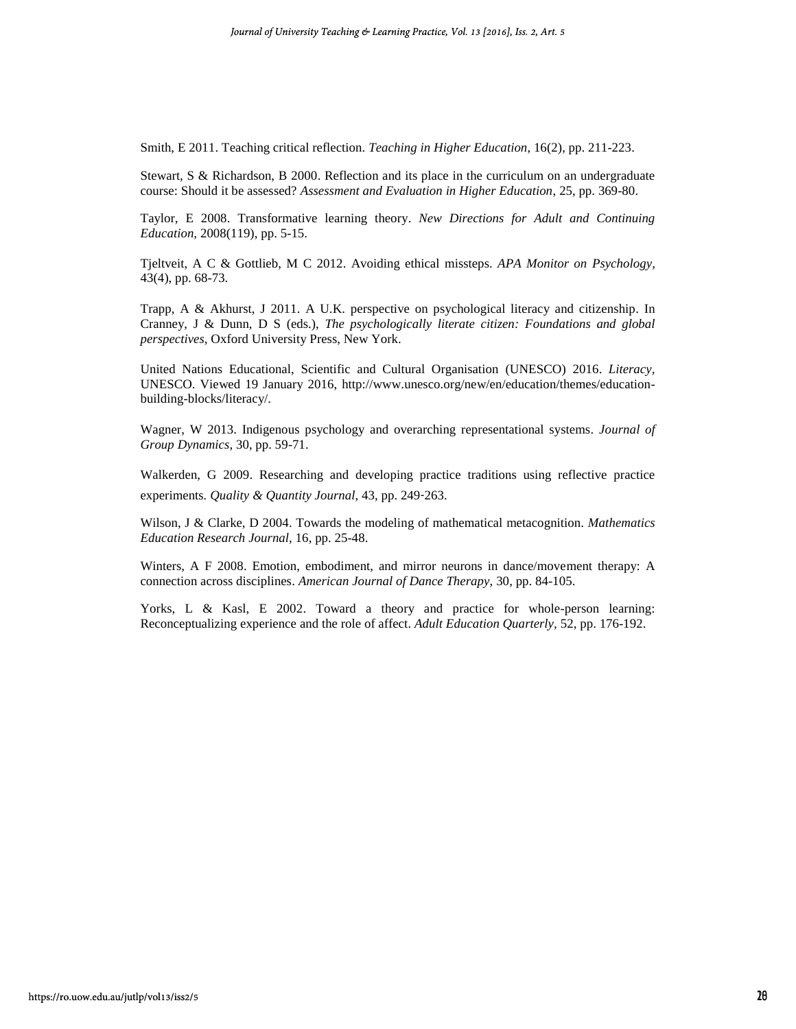Smith, E 2011. Teaching critical reflection. *Teaching in Higher Education*, 16(2), pp. 211-223.

Stewart, S & Richardson, B 2000. Reflection and its place in the curriculum on an undergraduate course: Should it be assessed? *Assessment and Evaluation in Higher Education*, 25, pp. 369-80.

Taylor, E 2008. Transformative learning theory. *New Directions for Adult and Continuing Education,* 2008(119), pp. 5-15.

Tjeltveit, A C & Gottlieb, M C 2012. Avoiding ethical missteps. *APA Monitor on Psychology,* 43(4), pp. 68-73.

Trapp, A & Akhurst, J 2011. A U.K. perspective on psychological literacy and citizenship. In Cranney, J & Dunn, D S (eds.), *The psychologically literate citizen: Foundations and global perspectives,* Oxford University Press, New York.

United Nations Educational, Scientific and Cultural Organisation (UNESCO) 2016. *Literacy*, UNESCO. Viewed 19 January 2016, http://www.unesco.org/new/en/education/themes/education-building-blocks/literacy/.

Wagner, W 2013. Indigenous psychology and overarching representational systems. *Journal of Group Dynamics*, 30, pp. 59-71.

Walkerden, G 2009. Researching and developing practice traditions using reflective practice experiments. *Quality & Quantity Journal*, 43, pp. 249-263.

Wilson, J & Clarke, D 2004. Towards the modeling of mathematical metacognition. *Mathematics Education Research Journal,* 16, pp. 25-48.

Winters, A F 2008. Emotion, embodiment, and mirror neurons in dance/movement therapy: A connection across disciplines. *American Journal of Dance Therapy,* 30, pp. 84-105.

Yorks, L & Kasl, E 2002. Toward a theory and practice for whole-person learning: Reconceptualizing experience and the role of affect. *Adult Education Quarterly,* 52, pp. 176-192.